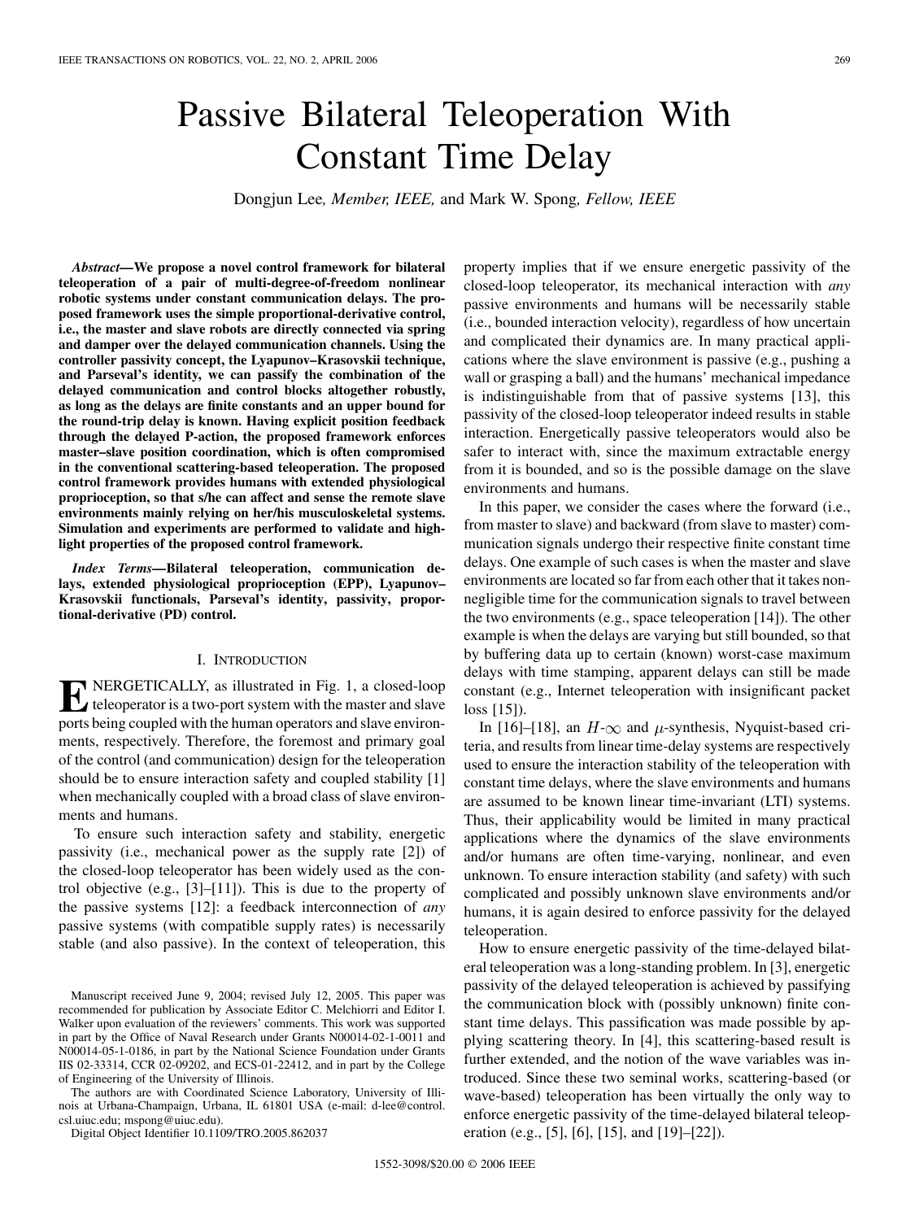# Passive Bilateral Teleoperation With Constant Time Delay

Dongjun Lee, *Member, IEEE,* and Mark W. Spong, *Fellow, IEEE*

***Abstract*—We propose a novel control framework for bilateral teleoperation of a pair of multi-degree-of-freedom nonlinear robotic systems under constant communication delays. The proposed framework uses the simple proportional-derivative control, i.e., the master and slave robots are directly connected via spring and damper over the delayed communication channels. Using the controller passivity concept, the Lyapunov–Krasovskii technique, and Parseval's identity, we can passify the combination of the delayed communication and control blocks altogether robustly, as long as the delays are finite constants and an upper bound for the round-trip delay is known. Having explicit position feedback through the delayed P-action, the proposed framework enforces master–slave position coordination, which is often compromised in the conventional scattering-based teleoperation. The proposed control framework provides humans with extended physiological proprioception, so that s/he can affect and sense the remote slave environments mainly relying on her/his musculoskeletal systems. Simulation and experiments are performed to validate and highlight properties of the proposed control framework.**

***Index Terms*—Bilateral teleoperation, communication delays, extended physiological proprioception (EPP), Lyapunov–Krasovskii functionals, Parseval's identity, passivity, proportional-derivative (PD) control.**

## I. Introduction

ENERGETICALLY, as illustrated in Fig. 1, a closed-loop teleoperator is a two-port system with the master and slave ports being coupled with the human operators and slave environments, respectively. Therefore, the foremost and primary goal of the control (and communication) design for the teleoperation should be to ensure interaction safety and coupled stability [1] when mechanically coupled with a broad class of slave environments and humans.

To ensure such interaction safety and stability, energetic passivity (i.e., mechanical power as the supply rate [2]) of the closed-loop teleoperator has been widely used as the control objective (e.g., [3]–[11]). This is due to the property of the passive systems [12]: a feedback interconnection of *any* passive systems (with compatible supply rates) is necessarily stable (and also passive). In the context of teleoperation, this property implies that if we ensure energetic passivity of the closed-loop teleoperator, its mechanical interaction with *any* passive environments and humans will be necessarily stable (i.e., bounded interaction velocity), regardless of how uncertain and complicated their dynamics are. In many practical applications where the slave environment is passive (e.g., pushing a wall or grasping a ball) and the humans' mechanical impedance is indistinguishable from that of passive systems [13], this passivity of the closed-loop teleoperator indeed results in stable interaction. Energetically passive teleoperators would also be safer to interact with, since the maximum extractable energy from it is bounded, and so is the possible damage on the slave environments and humans.

In this paper, we consider the cases where the forward (i.e., from master to slave) and backward (from slave to master) communication signals undergo their respective finite constant time delays. One example of such cases is when the master and slave environments are located so far from each other that it takes non-negligible time for the communication signals to travel between the two environments (e.g., space teleoperation [14]). The other example is when the delays are varying but still bounded, so that by buffering data up to certain (known) worst-case maximum delays with time stamping, apparent delays can still be made constant (e.g., Internet teleoperation with insignificant packet loss [15]).

In [16]–[18], an $H$-$\infty$ and $\mu$-synthesis, Nyquist-based criteria, and results from linear time-delay systems are respectively used to ensure the interaction stability of the teleoperation with constant time delays, where the slave environments and humans are assumed to be known linear time-invariant (LTI) systems. Thus, their applicability would be limited in many practical applications where the dynamics of the slave environments and/or humans are often time-varying, nonlinear, and even unknown. To ensure interaction stability (and safety) with such complicated and possibly unknown slave environments and/or humans, it is again desired to enforce passivity for the delayed teleoperation.

How to ensure energetic passivity of the time-delayed bilateral teleoperation was a long-standing problem. In [3], energetic passivity of the delayed teleoperation is achieved by passifying the communication block with (possibly unknown) finite constant time delays. This passification was made possible by applying scattering theory. In [4], this scattering-based result is further extended, and the notion of the wave variables was introduced. Since these two seminal works, scattering-based (or wave-based) teleoperation has been virtually the only way to enforce energetic passivity of the time-delayed bilateral teleoperation (e.g., [5], [6], [15], and [19]–[22]).

Manuscript received June 9, 2004; revised July 12, 2005. This paper was recommended for publication by Associate Editor C. Melchiorri and Editor I. Walker upon evaluation of the reviewers' comments. This work was supported in part by the Office of Naval Research under Grants N00014-02-1-0011 and N00014-05-1-0186, in part by the National Science Foundation under Grants IIS 02-33314, CCR 02-09202, and ECS-01-22412, and in part by the College of Engineering of the University of Illinois.

The authors are with Coordinated Science Laboratory, University of Illinois at Urbana-Champaign, Urbana, IL 61801 USA (e-mail: d-lee@control.csl.uiuc.edu; mspong@uiuc.edu).

Digital Object Identifier 10.1109/TRO.2005.862037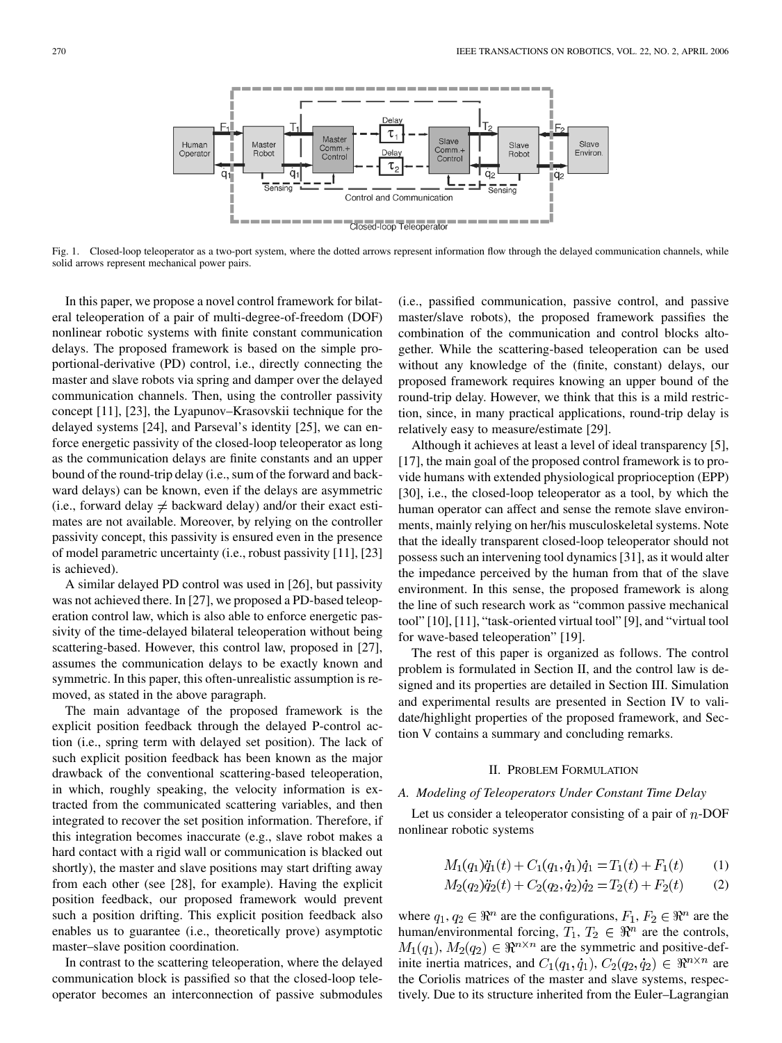Fig. 1. Closed-loop teleoperator as a two-port system, where the dotted arrows represent information flow through the delayed communication channels, while solid arrows represent mechanical power pairs.

In this paper, we propose a novel control framework for bilateral teleoperation of a pair of multi-degree-of-freedom (DOF) nonlinear robotic systems with finite constant communication delays. The proposed framework is based on the simple proportional-derivative (PD) control, i.e., directly connecting the master and slave robots via spring and damper over the delayed communication channels. Then, using the controller passivity concept [11], [23], the Lyapunov–Krasovskii technique for the delayed systems [24], and Parseval's identity [25], we can enforce energetic passivity of the closed-loop teleoperator as long as the communication delays are finite constants and an upper bound of the round-trip delay (i.e., sum of the forward and backward delays) can be known, even if the delays are asymmetric (i.e., forward delay $\neq$ backward delay) and/or their exact estimates are not available. Moreover, by relying on the controller passivity concept, this passivity is ensured even in the presence of model parametric uncertainty (i.e., robust passivity [11], [23] is achieved).

A similar delayed PD control was used in [26], but passivity was not achieved there. In [27], we proposed a PD-based teleoperation control law, which is also able to enforce energetic passivity of the time-delayed bilateral teleoperation without being scattering-based. However, this control law, proposed in [27], assumes the communication delays to be exactly known and symmetric. In this paper, this often-unrealistic assumption is removed, as stated in the above paragraph.

The main advantage of the proposed framework is the explicit position feedback through the delayed P-control action (i.e., spring term with delayed set position). The lack of such explicit position feedback has been known as the major drawback of the conventional scattering-based teleoperation, in which, roughly speaking, the velocity information is extracted from the communicated scattering variables, and then integrated to recover the set position information. Therefore, if this integration becomes inaccurate (e.g., slave robot makes a hard contact with a rigid wall or communication is blacked out shortly), the master and slave positions may start drifting away from each other (see [28], for example). Having the explicit position feedback, our proposed framework would prevent such a position drifting. This explicit position feedback also enables us to guarantee (i.e., theoretically prove) asymptotic master–slave position coordination.

In contrast to the scattering teleoperation, where the delayed communication block is passified so that the closed-loop teleoperator becomes an interconnection of passive submodules (i.e., passified communication, passive control, and passive master/slave robots), the proposed framework passifies the combination of the communication and control blocks altogether. While the scattering-based teleoperation can be used without any knowledge of the (finite, constant) delays, our proposed framework requires knowing an upper bound of the round-trip delay. However, we think that this is a mild restriction, since, in many practical applications, round-trip delay is relatively easy to measure/estimate [29].

Although it achieves at least a level of ideal transparency [5], [17], the main goal of the proposed control framework is to provide humans with extended physiological proprioception (EPP) [30], i.e., the closed-loop teleoperator as a tool, by which the human operator can affect and sense the remote slave environments, mainly relying on her/his musculoskeletal systems. Note that the ideally transparent closed-loop teleoperator should not possess such an intervening tool dynamics [31], as it would alter the impedance perceived by the human from that of the slave environment. In this sense, the proposed framework is along the line of such research work as "common passive mechanical tool" [10], [11], "task-oriented virtual tool" [9], and "virtual tool for wave-based teleoperation" [19].

The rest of this paper is organized as follows. The control problem is formulated in Section II, and the control law is designed and its properties are detailed in Section III. Simulation and experimental results are presented in Section IV to validate/highlight properties of the proposed framework, and Section V contains a summary and concluding remarks.

## II. Problem Formulation

### A. Modeling of Teleoperators Under Constant Time Delay

Let us consider a teleoperator consisting of a pair of $n$-DOF nonlinear robotic systems

$$M_1(q_1)\ddot{q}_1(t) + C_1(q_1, \dot{q}_1)\dot{q}_1 = T_1(t) + F_1(t) \tag{1}$$

$$M_2(q_2)\ddot{q}_2(t) + C_2(q_2, \dot{q}_2)\dot{q}_2 = T_2(t) + F_2(t) \tag{2}$$

where $q_1, q_2 \in \Re^n$ are the configurations, $F_1, F_2 \in \Re^n$ are the human/environmental forcing, $T_1, T_2 \in \Re^n$ are the controls, $M_1(q_1), M_2(q_2) \in \Re^{n\times n}$ are the symmetric and positive-definite inertia matrices, and $C_1(q_1, \dot{q}_1), C_2(q_2, \dot{q}_2) \in \Re^{n\times n}$ are the Coriolis matrices of the master and slave systems, respectively. Due to its structure inherited from the Euler–Lagrangian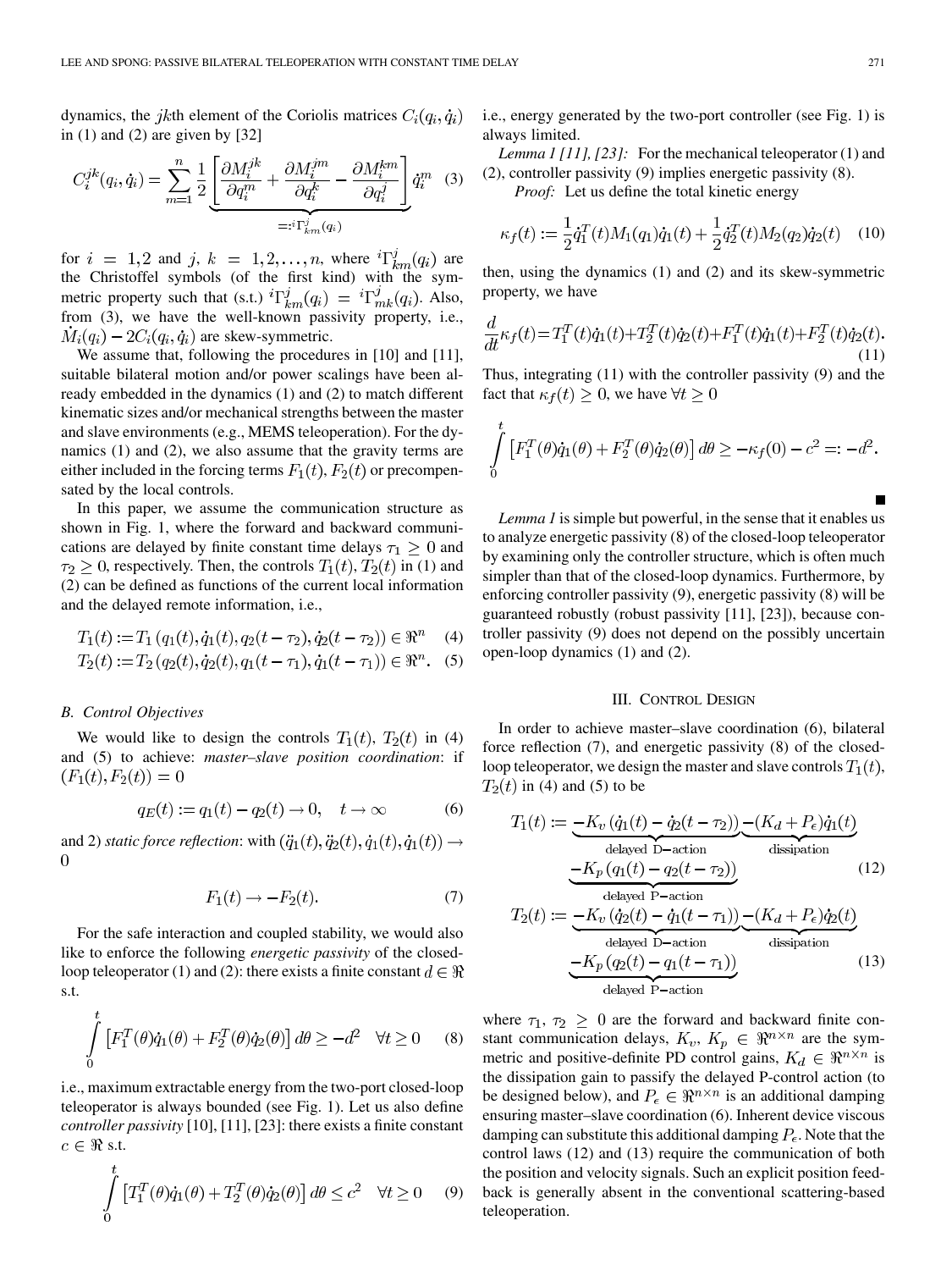dynamics, the $jk$th element of the Coriolis matrices $C_i(q_i, \dot{q}_i)$ in (1) and (2) are given by [32]

$$C_i^{jk}(q_i, \dot{q}_i) = \sum_{m=1}^{n} \underbrace{\frac{1}{2}\left[\frac{\partial M_i^{jk}}{\partial q_i^m} + \frac{\partial M_i^{jm}}{\partial q_i^k} - \frac{\partial M_i^{km}}{\partial q_i^j}\right]}_{=:{}^i\Gamma_{km}^j(q_i)} \dot{q}_i^m \quad (3)$$

for $i = 1, 2$ and $j, k = 1, 2, \ldots, n$, where ${}^i\Gamma_{km}^j(q_i)$ are the Christoffel symbols (of the first kind) with the symmetric property such that (s.t.) ${}^i\Gamma_{km}^j(q_i) = {}^i\Gamma_{mk}^j(q_i)$. Also, from (3), we have the well-known passivity property, i.e., $\dot{M}_i(q_i) - 2C_i(q_i, \dot{q}_i)$ are skew-symmetric.

We assume that, following the procedures in [10] and [11], suitable bilateral motion and/or power scalings have been already embedded in the dynamics (1) and (2) to match different kinematic sizes and/or mechanical strengths between the master and slave environments (e.g., MEMS teleoperation). For the dynamics (1) and (2), we also assume that the gravity terms are either included in the forcing terms $F_1(t), F_2(t)$ or precompensated by the local controls.

In this paper, we assume the communication structure as shown in Fig. 1, where the forward and backward communications are delayed by finite constant time delays $\tau_1 \geq 0$ and $\tau_2 \geq 0$, respectively. Then, the controls $T_1(t), T_2(t)$ in (1) and (2) can be defined as functions of the current local information and the delayed remote information, i.e.,

$$T_1(t) := T_1(q_1(t), \dot{q}_1(t), q_2(t-\tau_2), \dot{q}_2(t-\tau_2)) \in \Re^n \quad (4)$$

$$T_2(t) := T_2(q_2(t), \dot{q}_2(t), q_1(t-\tau_1), \dot{q}_1(t-\tau_1)) \in \Re^n. \quad (5)$$

### B. Control Objectives

We would like to design the controls $T_1(t)$, $T_2(t)$ in (4) and (5) to achieve: *master–slave position coordination*: if $(F_1(t), F_2(t)) = 0$

$$q_E(t) := q_1(t) - q_2(t) \to 0, \quad t \to \infty \quad (6)$$

and 2) *static force reflection*: with $(\ddot{q}_1(t), \ddot{q}_2(t), \dot{q}_1(t), \dot{q}_1(t)) \to 0$

$$F_1(t) \to -F_2(t). \quad (7)$$

For the safe interaction and coupled stability, we would also like to enforce the following *energetic passivity* of the closed-loop teleoperator (1) and (2): there exists a finite constant $d \in \Re$ s.t.

$$\int_0^t \left[F_1^T(\theta)\dot{q}_1(\theta) + F_2^T(\theta)\dot{q}_2(\theta)\right] d\theta \geq -d^2 \quad \forall t \geq 0 \quad (8)$$

i.e., maximum extractable energy from the two-port closed-loop teleoperator is always bounded (see Fig. 1). Let us also define *controller passivity* [10], [11], [23]: there exists a finite constant $c \in \Re$ s.t.

$$\int_0^t \left[T_1^T(\theta)\dot{q}_1(\theta) + T_2^T(\theta)\dot{q}_2(\theta)\right] d\theta \leq c^2 \quad \forall t \geq 0 \quad (9)$$

i.e., energy generated by the two-port controller (see Fig. 1) is always limited.

*Lemma 1 [11], [23]:* For the mechanical teleoperator (1) and (2), controller passivity (9) implies energetic passivity (8).

*Proof:* Let us define the total kinetic energy

$$\kappa_f(t) := \frac{1}{2}\dot{q}_1^T(t)M_1(q_1)\dot{q}_1(t) + \frac{1}{2}\dot{q}_2^T(t)M_2(q_2)\dot{q}_2(t) \quad (10)$$

then, using the dynamics (1) and (2) and its skew-symmetric property, we have

$$\frac{d}{dt}\kappa_f(t) = T_1^T(t)\dot{q}_1(t) + T_2^T(t)\dot{q}_2(t) + F_1^T(t)\dot{q}_1(t) + F_2^T(t)\dot{q}_2(t). \quad (11)$$

Thus, integrating (11) with the controller passivity (9) and the fact that $\kappa_f(t) \geq 0$, we have $\forall t \geq 0$

$$\int_0^t \left[F_1^T(\theta)\dot{q}_1(\theta) + F_2^T(\theta)\dot{q}_2(\theta)\right] d\theta \geq -\kappa_f(0) - c^2 =: -d^2.$$

■

*Lemma 1* is simple but powerful, in the sense that it enables us to analyze energetic passivity (8) of the closed-loop teleoperator by examining only the controller structure, which is often much simpler than that of the closed-loop dynamics. Furthermore, by enforcing controller passivity (9), energetic passivity (8) will be guaranteed robustly (robust passivity [11], [23]), because controller passivity (9) does not depend on the possibly uncertain open-loop dynamics (1) and (2).

## III. Control Design

In order to achieve master–slave coordination (6), bilateral force reflection (7), and energetic passivity (8) of the closed-loop teleoperator, we design the master and slave controls $T_1(t)$, $T_2(t)$ in (4) and (5) to be

$$T_1(t) := \underbrace{-K_v(\dot{q}_1(t) - \dot{q}_2(t-\tau_2))}_{\text{delayed D-action}} \underbrace{-(K_d + P_\epsilon)\dot{q}_1(t)}_{\text{dissipation}} \underbrace{-K_p(q_1(t) - q_2(t-\tau_2))}_{\text{delayed P-action}} \quad (12)$$

$$T_2(t) := \underbrace{-K_v(\dot{q}_2(t) - \dot{q}_1(t-\tau_1))}_{\text{delayed D-action}} \underbrace{-(K_d + P_\epsilon)\dot{q}_2(t)}_{\text{dissipation}} \underbrace{-K_p(q_2(t) - q_1(t-\tau_1))}_{\text{delayed P-action}} \quad (13)$$

where $\tau_1, \tau_2 \geq 0$ are the forward and backward finite constant communication delays, $K_v, K_p \in \Re^{n \times n}$ are the symmetric and positive-definite PD control gains, $K_d \in \Re^{n \times n}$ is the dissipation gain to passify the delayed P-control action (to be designed below), and $P_\epsilon \in \Re^{n \times n}$ is an additional damping ensuring master–slave coordination (6). Inherent device viscous damping can substitute this additional damping $P_\epsilon$. Note that the control laws (12) and (13) require the communication of both the position and velocity signals. Such an explicit position feedback is generally absent in the conventional scattering-based teleoperation.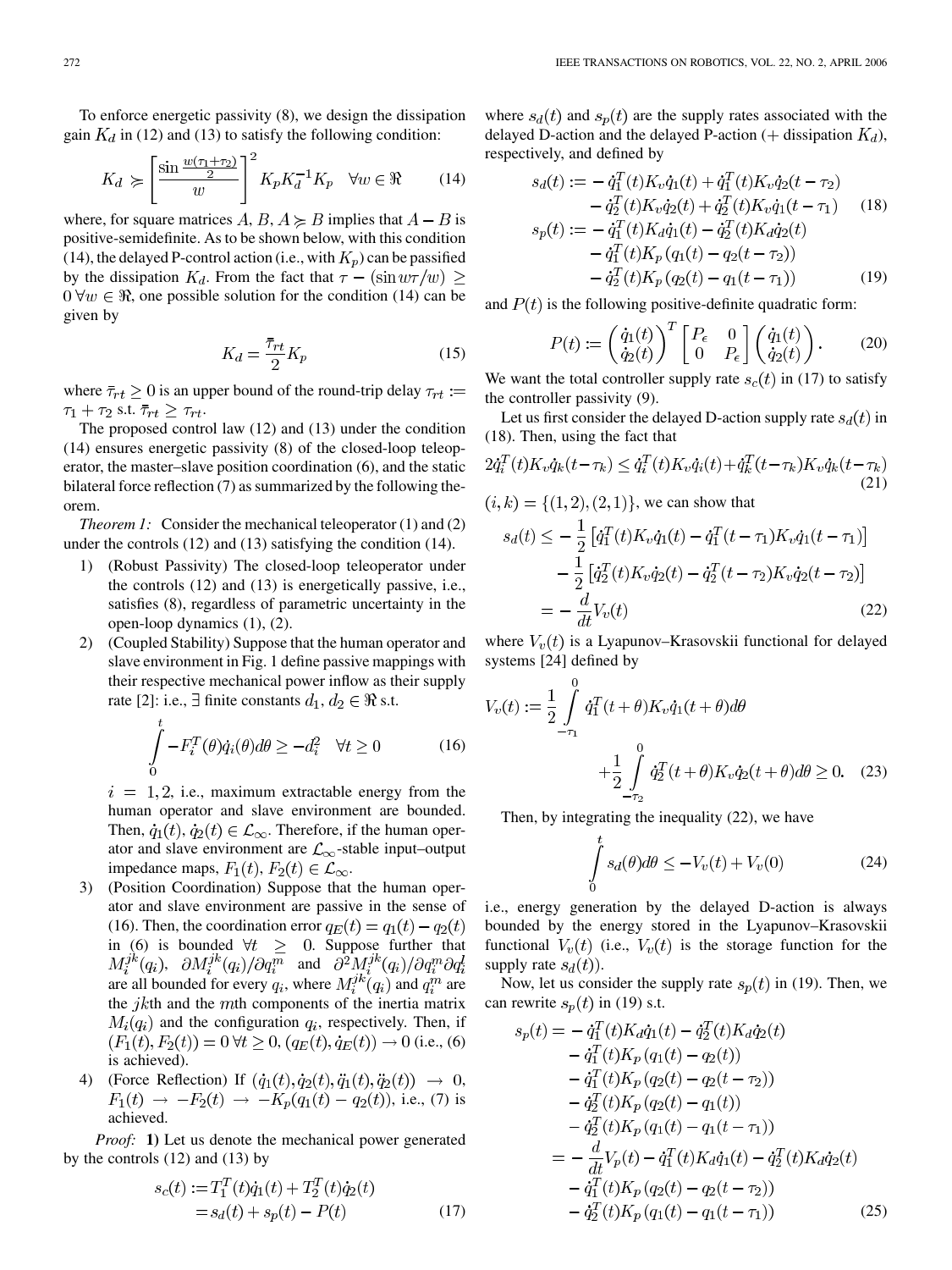To enforce energetic passivity (8), we design the dissipation gain $K_d$ in (12) and (13) to satisfy the following condition:

$$K_d \succcurlyeq \left[\frac{\sin\frac{w(\tau_1+\tau_2)}{2}}{w}\right]^2 K_p K_d^{-1} K_p \quad \forall w \in \Re \tag{14}$$

where, for square matrices $A$, $B$, $A \succcurlyeq B$ implies that $A - B$ is positive-semidefinite. As to be shown below, with this condition (14), the delayed P-control action (i.e., with $K_p$) can be passified by the dissipation $K_d$. From the fact that $\tau - (\sin w\tau / w) \geq 0 \; \forall w \in \Re$, one possible solution for the condition (14) can be given by

$$K_d = \frac{\bar{\tau}_{rt}}{2} K_p \tag{15}$$

where $\bar{\tau}_{rt} \geq 0$ is an upper bound of the round-trip delay $\tau_{rt} := \tau_1 + \tau_2$ s.t. $\bar{\tau}_{rt} \geq \tau_{rt}$.

The proposed control law (12) and (13) under the condition (14) ensures energetic passivity (8) of the closed-loop teleoperator, the master–slave position coordination (6), and the static bilateral force reflection (7) as summarized by the following theorem.

*Theorem 1:* Consider the mechanical teleoperator (1) and (2) under the controls (12) and (13) satisfying the condition (14).

1) (Robust Passivity) The closed-loop teleoperator under the controls (12) and (13) is energetically passive, i.e., satisfies (8), regardless of parametric uncertainty in the open-loop dynamics (1), (2).
2) (Coupled Stability) Suppose that the human operator and slave environment in Fig. 1 define passive mappings with their respective mechanical power inflow as their supply rate [2]: i.e., $\exists$ finite constants $d_1, d_2 \in \Re$ s.t.

$$\int_0^t -F_i^T(\theta)\dot{q}_i(\theta)d\theta \geq -d_i^2 \quad \forall t \geq 0 \tag{16}$$

$i = 1, 2$, i.e., maximum extractable energy from the human operator and slave environment are bounded. Then, $\dot{q}_1(t), \dot{q}_2(t) \in \mathcal{L}_\infty$. Therefore, if the human operator and slave environment are $\mathcal{L}_\infty$-stable input–output impedance maps, $F_1(t), F_2(t) \in \mathcal{L}_\infty$.
3) (Position Coordination) Suppose that the human operator and slave environment are passive in the sense of (16). Then, the coordination error $q_E(t) = q_1(t) - q_2(t)$ in (6) is bounded $\forall t \geq 0$. Suppose further that $M_i^{jk}(q_i)$, $\partial M_i^{jk}(q_i)/\partial q_i^m$ and $\partial^2 M_i^{jk}(q_i)/\partial q_i^m \partial q_i^l$ are all bounded for every $q_i$, where $M_i^{jk}(q_i)$ and $q_i^m$ are the $jk$th and the $m$th components of the inertia matrix $M_i(q_i)$ and the configuration $q_i$, respectively. Then, if $(F_1(t), F_2(t)) = 0 \; \forall t \geq 0$, $(q_E(t), \dot{q}_E(t)) \to 0$ (i.e., (6) is achieved).
4) (Force Reflection) If $(\dot{q}_1(t), \dot{q}_2(t), \ddot{q}_1(t), \ddot{q}_2(t)) \to 0$, $F_1(t) \to -F_2(t) \to -K_p(q_1(t) - q_2(t))$, i.e., (7) is achieved.

*Proof:* **1)** Let us denote the mechanical power generated by the controls (12) and (13) by

$$\begin{aligned} s_c(t) &:= T_1^T(t)\dot{q}_1(t) + T_2^T(t)\dot{q}_2(t) \\ &= s_d(t) + s_p(t) - P(t) \end{aligned} \tag{17}$$

where $s_d(t)$ and $s_p(t)$ are the supply rates associated with the delayed D-action and the delayed P-action (+ dissipation $K_d$), respectively, and defined by

$$\begin{aligned} s_d(t) := &-\dot{q}_1^T(t)K_v\dot{q}_1(t) + \dot{q}_1^T(t)K_v\dot{q}_2(t-\tau_2) \\ &-\dot{q}_2^T(t)K_v\dot{q}_2(t) + \dot{q}_2^T(t)K_v\dot{q}_1(t-\tau_1) \end{aligned} \tag{18}$$

$$\begin{aligned} s_p(t) := &-\dot{q}_1^T(t)K_d\dot{q}_1(t) - \dot{q}_2^T(t)K_d\dot{q}_2(t) \\ &-\dot{q}_1^T(t)K_p(q_1(t) - q_2(t-\tau_2)) \\ &-\dot{q}_2^T(t)K_p(q_2(t) - q_1(t-\tau_1)) \end{aligned} \tag{19}$$

and $P(t)$ is the following positive-definite quadratic form:

$$P(t) := \begin{pmatrix} \dot{q}_1(t) \\ \dot{q}_2(t) \end{pmatrix}^T \begin{bmatrix} P_\epsilon & 0 \\ 0 & P_\epsilon \end{bmatrix} \begin{pmatrix} \dot{q}_1(t) \\ \dot{q}_2(t) \end{pmatrix}. \tag{20}$$

We want the total controller supply rate $s_c(t)$ in (17) to satisfy the controller passivity (9).

Let us first consider the delayed D-action supply rate $s_d(t)$ in (18). Then, using the fact that

$$2\dot{q}_i^T(t)K_v\dot{q}_k(t-\tau_k) \leq \dot{q}_i^T(t)K_v\dot{q}_i(t) + \dot{q}_k^T(t-\tau_k)K_v\dot{q}_k(t-\tau_k) \tag{21}$$

$(i, k) = \{(1, 2), (2, 1)\}$, we can show that

$$\begin{aligned} s_d(t) \leq &-\frac{1}{2}\left[\dot{q}_1^T(t)K_v\dot{q}_1(t) - \dot{q}_1^T(t-\tau_1)K_v\dot{q}_1(t-\tau_1)\right] \\ &-\frac{1}{2}\left[\dot{q}_2^T(t)K_v\dot{q}_2(t) - \dot{q}_2^T(t-\tau_2)K_v\dot{q}_2(t-\tau_2)\right] \\ = &-\frac{d}{dt}V_v(t) \end{aligned} \tag{22}$$

where $V_v(t)$ is a Lyapunov–Krasovskii functional for delayed systems [24] defined by

$$V_v(t) := \frac{1}{2}\int_{-\tau_1}^{0} \dot{q}_1^T(t+\theta)K_v\dot{q}_1(t+\theta)d\theta + \frac{1}{2}\int_{-\tau_2}^{0} \dot{q}_2^T(t+\theta)K_v\dot{q}_2(t+\theta)d\theta \geq 0. \tag{23}$$

Then, by integrating the inequality (22), we have

$$\int_0^t s_d(\theta)d\theta \leq -V_v(t) + V_v(0) \tag{24}$$

i.e., energy generation by the delayed D-action is always bounded by the energy stored in the Lyapunov–Krasovskii functional $V_v(t)$ (i.e., $V_v(t)$ is the storage function for the supply rate $s_d(t)$).

Now, let us consider the supply rate $s_p(t)$ in (19). Then, we can rewrite $s_p(t)$ in (19) s.t.

$$\begin{aligned} s_p(t) = &-\dot{q}_1^T(t)K_d\dot{q}_1(t) - \dot{q}_2^T(t)K_d\dot{q}_2(t) \\ &-\dot{q}_1^T(t)K_p(q_1(t) - q_2(t)) \\ &-\dot{q}_1^T(t)K_p(q_2(t) - q_2(t-\tau_2)) \\ &-\dot{q}_2^T(t)K_p(q_2(t) - q_1(t)) \\ &-\dot{q}_2^T(t)K_p(q_1(t) - q_1(t-\tau_1)) \\ = &-\frac{d}{dt}V_p(t) - \dot{q}_1^T(t)K_d\dot{q}_1(t) - \dot{q}_2^T(t)K_d\dot{q}_2(t) \\ &-\dot{q}_1^T(t)K_p(q_2(t) - q_2(t-\tau_2)) \\ &-\dot{q}_2^T(t)K_p(q_1(t) - q_1(t-\tau_1)) \end{aligned} \tag{25}$$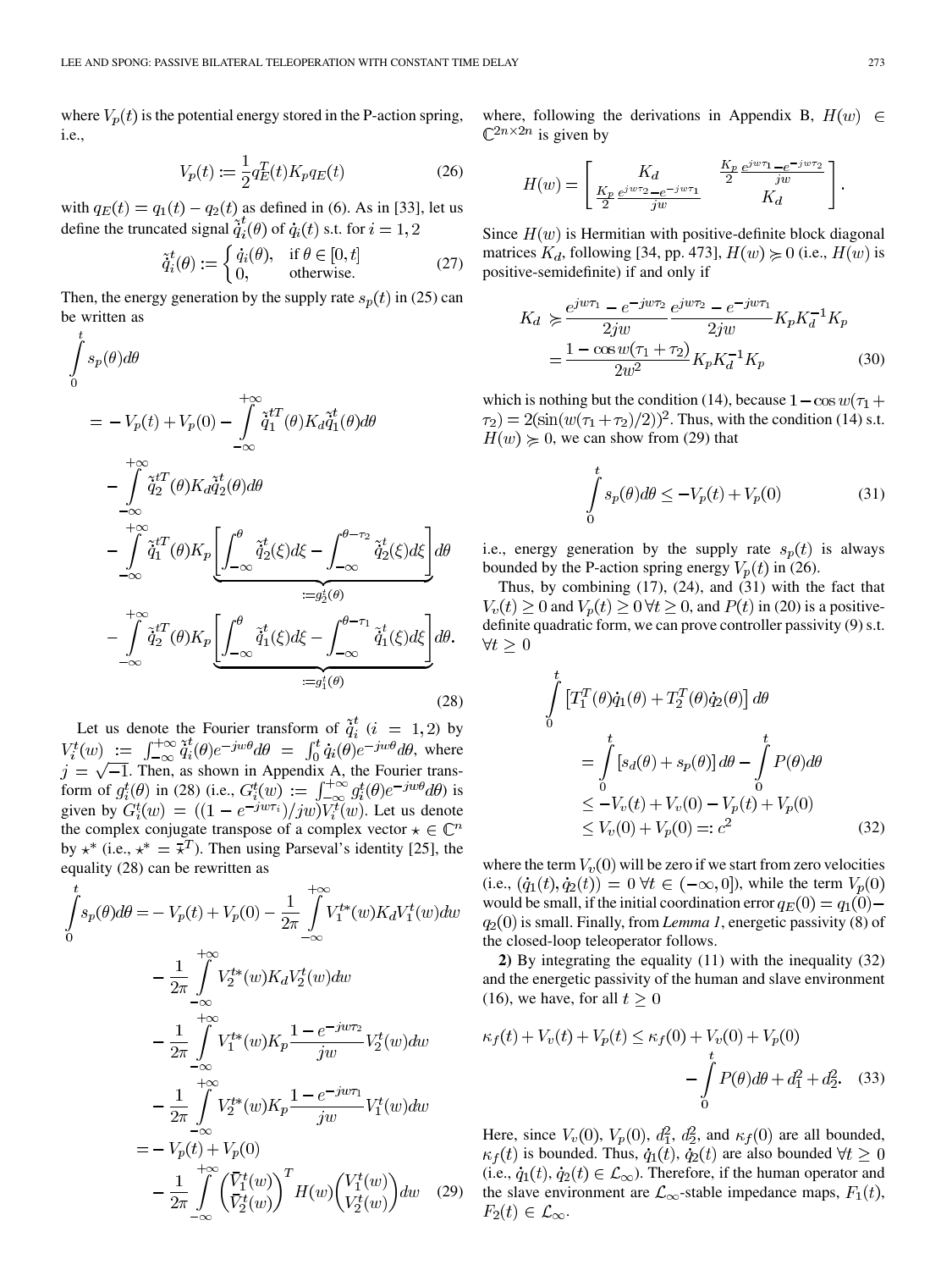where $V_p(t)$ is the potential energy stored in the P-action spring, i.e.,

$$V_p(t) := \frac{1}{2} q_E^T(t) K_p q_E(t) \tag{26}$$

with $q_E(t) = q_1(t) - q_2(t)$ as defined in (6). As in [33], let us define the truncated signal $\tilde{\dot{q}}_i^t(\theta)$ of $\dot{q}_i(t)$ s.t. for $i = 1, 2$

$$\tilde{\dot{q}}_i^t(\theta) := \begin{cases} \dot{q}_i(\theta), & \text{if } \theta \in [0, t] \\ 0, & \text{otherwise.} \end{cases} \tag{27}$$

Then, the energy generation by the supply rate $s_p(t)$ in (25) can be written as

$$\begin{aligned}
\int_0^t s_p(\theta) d\theta &= -V_p(t) + V_p(0) - \int_{-\infty}^{+\infty} \tilde{\dot{q}}_1^{tT}(\theta) K_d \tilde{\dot{q}}_1^t(\theta) d\theta \\
&\quad - \int_{-\infty}^{+\infty} \tilde{\dot{q}}_2^{tT}(\theta) K_d \tilde{\dot{q}}_2^t(\theta) d\theta \\
&\quad - \int_{-\infty}^{+\infty} \tilde{\dot{q}}_1^{tT}(\theta) K_p \underbrace{\left[ \int_{-\infty}^{\theta} \tilde{\dot{q}}_2^t(\xi) d\xi - \int_{-\infty}^{\theta - \tau_2} \tilde{\dot{q}}_2^t(\xi) d\xi \right]}_{:= g_2^t(\theta)} d\theta \\
&\quad - \int_{-\infty}^{+\infty} \tilde{\dot{q}}_2^{tT}(\theta) K_p \underbrace{\left[ \int_{-\infty}^{\theta} \tilde{\dot{q}}_1^t(\xi) d\xi - \int_{-\infty}^{\theta - \tau_1} \tilde{\dot{q}}_1^t(\xi) d\xi \right]}_{:= g_1^t(\theta)} d\theta.
\end{aligned} \tag{28}$$

Let us denote the Fourier transform of $\tilde{\dot{q}}_i^t$ ($i = 1, 2$) by $V_i^t(w) := \int_{-\infty}^{+\infty} \tilde{\dot{q}}_i^t(\theta) e^{-jw\theta} d\theta = \int_0^t \dot{q}_i(\theta) e^{-jw\theta} d\theta$, where $j = \sqrt{-1}$. Then, as shown in Appendix A, the Fourier transform of $g_i^t(\theta)$ in (28) (i.e., $G_i^t(w) := \int_{-\infty}^{+\infty} g_i^t(\theta) e^{-jw\theta} d\theta$) is given by $G_i^t(w) = ((1 - e^{-jw\tau_i})/jw) V_i^t(w)$. Let us denote the complex conjugate transpose of a complex vector $\star \in \mathbb{C}^n$ by $\star^*$ (i.e., $\star^* = \bar{\star}^T$). Then using Parseval's identity [25], the equality (28) can be rewritten as

$$\begin{aligned}
\int_0^t s_p(\theta) d\theta &= -V_p(t) + V_p(0) - \frac{1}{2\pi} \int_{-\infty}^{+\infty} V_1^{t*}(w) K_d V_1^t(w) dw \\
&\quad - \frac{1}{2\pi} \int_{-\infty}^{+\infty} V_2^{t*}(w) K_d V_2^t(w) dw \\
&\quad - \frac{1}{2\pi} \int_{-\infty}^{+\infty} V_1^{t*}(w) K_p \frac{1 - e^{-jw\tau_2}}{jw} V_2^t(w) dw \\
&\quad - \frac{1}{2\pi} \int_{-\infty}^{+\infty} V_2^{t*}(w) K_p \frac{1 - e^{-jw\tau_1}}{jw} V_1^t(w) dw \\
&= -V_p(t) + V_p(0) \\
&\quad - \frac{1}{2\pi} \int_{-\infty}^{+\infty} \begin{pmatrix} \bar{V}_1^t(w) \\ \bar{V}_2^t(w) \end{pmatrix}^T H(w) \begin{pmatrix} V_1^t(w) \\ V_2^t(w) \end{pmatrix} dw
\end{aligned} \tag{29}$$

where, following the derivations in Appendix B, $H(w) \in \mathbb{C}^{2n \times 2n}$ is given by

$$H(w) = \begin{bmatrix} K_d & \frac{K_p}{2} \frac{e^{jw\tau_1} - e^{-jw\tau_2}}{jw} \\ \frac{K_p}{2} \frac{e^{jw\tau_2} - e^{-jw\tau_1}}{jw} & K_d \end{bmatrix}.$$

Since $H(w)$ is Hermitian with positive-definite block diagonal matrices $K_d$, following [34, pp. 473], $H(w) \succcurlyeq 0$ (i.e., $H(w)$ is positive-semidefinite) if and only if

$$\begin{aligned}
K_d &\succcurlyeq \frac{e^{jw\tau_1} - e^{-jw\tau_2}}{2jw} \frac{e^{jw\tau_2} - e^{-jw\tau_1}}{2jw} K_p K_d^{-1} K_p \\
&= \frac{1 - \cos w(\tau_1 + \tau_2)}{2w^2} K_p K_d^{-1} K_p
\end{aligned} \tag{30}$$

which is nothing but the condition (14), because $1 - \cos w(\tau_1 + \tau_2) = 2(\sin(w(\tau_1 + \tau_2)/2))^2$. Thus, with the condition (14) s.t. $H(w) \succcurlyeq 0$, we can show from (29) that

$$\int_0^t s_p(\theta) d\theta \le -V_p(t) + V_p(0) \tag{31}$$

i.e., energy generation by the supply rate $s_p(t)$ is always bounded by the P-action spring energy $V_p(t)$ in (26).

Thus, by combining (17), (24), and (31) with the fact that $V_v(t) \ge 0$ and $V_p(t) \ge 0 \; \forall t \ge 0$, and $P(t)$ in (20) is a positive-definite quadratic form, we can prove controller passivity (9) s.t. $\forall t \ge 0$

$$\begin{aligned}
\int_0^t &\left[ T_1^T(\theta) \dot{q}_1(\theta) + T_2^T(\theta) \dot{q}_2(\theta) \right] d\theta \\
&= \int_0^t \left[ s_d(\theta) + s_p(\theta) \right] d\theta - \int_0^t P(\theta) d\theta \\
&\le -V_v(t) + V_v(0) - V_p(t) + V_p(0) \\
&\le V_v(0) + V_p(0) =: c^2
\end{aligned} \tag{32}$$

where the term $V_v(0)$ will be zero if we start from zero velocities (i.e., $(\dot{q}_1(t), \dot{q}_2(t)) = 0 \; \forall t \in (-\infty, 0]$), while the term $V_p(0)$ would be small, if the initial coordination error $q_E(0) = q_1(0) - q_2(0)$ is small. Finally, from *Lemma 1*, energetic passivity (8) of the closed-loop teleoperator follows.

**2)** By integrating the equality (11) with the inequality (32) and the energetic passivity of the human and slave environment (16), we have, for all $t \ge 0$

$$\kappa_f(t) + V_v(t) + V_p(t) \le \kappa_f(0) + V_v(0) + V_p(0) - \int_0^t P(\theta) d\theta + d_1^2 + d_2^2. \tag{33}$$

Here, since $V_v(0)$, $V_p(0)$, $d_1^2$, $d_2^2$, and $\kappa_f(0)$ are all bounded, $\kappa_f(t)$ is bounded. Thus, $\dot{q}_1(t)$, $\dot{q}_2(t)$ are also bounded $\forall t \ge 0$ (i.e., $\dot{q}_1(t), \dot{q}_2(t) \in \mathcal{L}_\infty$). Therefore, if the human operator and the slave environment are $\mathcal{L}_\infty$-stable impedance maps, $F_1(t)$, $F_2(t) \in \mathcal{L}_\infty$.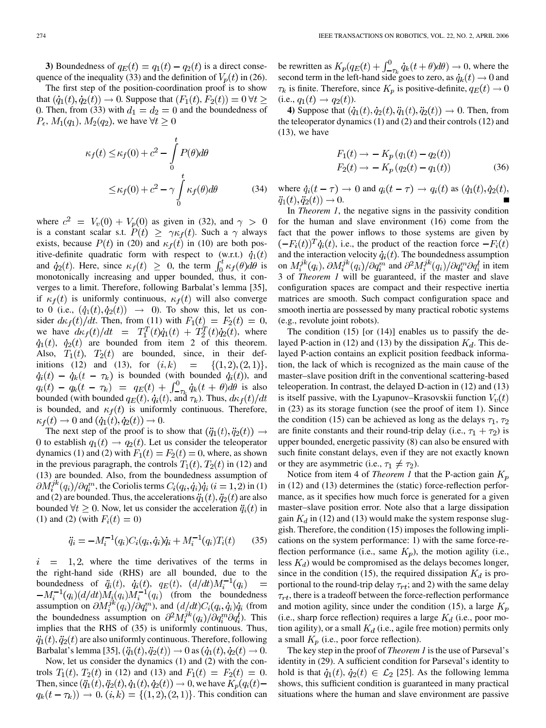**3)** Boundedness of $q_E(t) = q_1(t) - q_2(t)$ is a direct consequence of the inequality (33) and the definition of $V_p(t)$ in (26).

The first step of the position-coordination proof is to show that $(\dot{q}_1(t), \dot{q}_2(t)) \to 0$. Suppose that $(F_1(t), F_2(t)) = 0\ \forall t \geq 0$. Then, from (33) with $d_1 = d_2 = 0$ and the boundedness of $P_\epsilon$, $M_1(q_1)$, $M_2(q_2)$, we have $\forall t \geq 0$

$$\kappa_f(t) \leq \kappa_f(0) + c^2 - \int_0^t P(\theta) d\theta$$
$$\leq \kappa_f(0) + c^2 - \gamma \int_0^t \kappa_f(\theta) d\theta \tag{34}$$

where $c^2 = V_v(0) + V_p(0)$ as given in (32), and $\gamma > 0$ is a constant scalar s.t. $P(t) \geq \gamma \kappa_f(t)$. Such a $\gamma$ always exists, because $P(t)$ in (20) and $\kappa_f(t)$ in (10) are both positive-definite quadratic form with respect to (w.r.t.) $\dot{q}_1(t)$ and $\dot{q}_2(t)$. Here, since $\kappa_f(t) \geq 0$, the term $\int_0^t \kappa_f(\theta) d\theta$ is monotonically increasing and upper bounded, thus, it converges to a limit. Therefore, following Barbalat's lemma [35], if $\kappa_f(t)$ is uniformly continuous, $\kappa_f(t)$ will also converge to 0 (i.e., $(\dot{q}_1(t), \dot{q}_2(t)) \to 0$). To show this, let us consider $d\kappa_f(t)/dt$. Then, from (11) with $F_1(t) = F_2(t) = 0$, we have $d\kappa_f(t)/dt = T_1^T(t)\dot{q}_1(t) + T_2^T(t)\dot{q}_2(t)$, where $\dot{q}_1(t)$, $\dot{q}_2(t)$ are bounded from item 2 of this theorem. Also, $T_1(t)$, $T_2(t)$ are bounded, since, in their definitions (12) and (13), for $(i,k) = \{(1,2),(2,1)\}$, $\dot{q}_i(t) - \dot{q}_k(t - \tau_k)$ is bounded (with bounded $\dot{q}_i(t)$), and $q_i(t) - q_k(t - \tau_k) = q_E(t) + \int_{-\tau_k}^0 \dot{q}_k(t+\theta) d\theta$ is also bounded (with bounded $q_E(t)$, $\dot{q}_i(t)$, and $\tau_k$). Thus, $d\kappa_f(t)/dt$ is bounded, and $\kappa_f(t)$ is uniformly continuous. Therefore, $\kappa_f(t) \to 0$ and $(\dot{q}_1(t), \dot{q}_2(t)) \to 0$.

The next step of the proof is to show that $(\ddot{q}_1(t), \ddot{q}_2(t)) \to 0$ to establish $q_1(t) \to q_2(t)$. Let us consider the teleoperator dynamics (1) and (2) with $F_1(t) = F_2(t) = 0$, where, as shown in the previous paragraph, the controls $T_1(t)$, $T_2(t)$ in (12) and (13) are bounded. Also, from the boundedness assumption of $\partial M_i^{jk}(q_i)/\partial q_i^m$, the Coriolis terms $C_i(q_i, \dot{q}_i)\dot{q}_i$ $(i = 1,2)$ in (1) and (2) are bounded. Thus, the accelerations $\ddot{q}_1(t)$, $\ddot{q}_2(t)$ are also bounded $\forall t \geq 0$. Now, let us consider the acceleration $\ddot{q}_i(t)$ in (1) and (2) (with $F_i(t) = 0$)

$$\ddot{q}_i = -M_i^{-1}(q_i) C_i(q_i, \dot{q}_i)\dot{q}_i + M_i^{-1}(q_i) T_i(t) \tag{35}$$

$i = 1,2$, where the time derivatives of the terms in the right-hand side (RHS) are all bounded, due to the boundedness of $\ddot{q}_i(t)$, $\dot{q}_i(t)$, $q_E(t)$, $(d/dt)M_i^{-1}(q_i) = -M_i^{-1}(q_i)(d/dt)M_i(q_i)M_i^{-1}(q_i)$ (from the boundedness assumption on $\partial M_i^{jk}(q_i)/\partial q_i^m$), and $(d/dt)C_i(q_i, \dot{q}_i)\dot{q}_i$ (from the boundedness assumption on $\partial^2 M_i^{jk}(q_i)/\partial q_i^m \partial q_i^l$). This implies that the RHS of (35) is uniformly continuous. Thus, $\ddot{q}_1(t)$, $\ddot{q}_2(t)$ are also uniformly continuous. Therefore, following Barbalat's lemma [35], $(\ddot{q}_1(t), \ddot{q}_2(t)) \to 0$ as $(\dot{q}_1(t), \dot{q}_2(t)) \to 0$.

Now, let us consider the dynamics (1) and (2) with the controls $T_1(t)$, $T_2(t)$ in (12) and (13) and $F_1(t) = F_2(t) = 0$. Then, since $(\ddot{q}_1(t), \ddot{q}_2(t), \dot{q}_1(t), \dot{q}_2(t)) \to 0$, we have $K_p(q_i(t) - q_k(t - \tau_k)) \to 0$, $(i,k) = \{(1,2),(2,1)\}$. This condition can be rewritten as $K_p(q_E(t) + \int_{-\tau_k}^0 \dot{q}_k(t+\theta) d\theta) \to 0$, where the second term in the left-hand side goes to zero, as $\dot{q}_k(t) \to 0$ and $\tau_k$ is finite. Therefore, since $K_p$ is positive-definite, $q_E(t) \to 0$ (i.e., $q_1(t) \to q_2(t)$).

**4)** Suppose that $(\dot{q}_1(t), \dot{q}_2(t), \ddot{q}_1(t), \ddot{q}_2(t)) \to 0$. Then, from the teleoperator dynamics (1) and (2) and their controls (12) and (13), we have

$$F_1(t) \to -K_p(q_1(t) - q_2(t))$$
$$F_2(t) \to -K_p(q_2(t) - q_1(t)) \tag{36}$$

where $\dot{q}_i(t - \tau) \to 0$ and $q_i(t - \tau) \to q_i(t)$ as $(\dot{q}_1(t), \dot{q}_2(t), \ddot{q}_1(t), \ddot{q}_2(t)) \to 0$. ∎

In *Theorem 1*, the negative signs in the passivity condition for the human and slave environment (16) come from the fact that the power inflows to those systems are given by $(-F_i(t))^T \dot{q}_i(t)$, i.e., the product of the reaction force $-F_i(t)$ and the interaction velocity $\dot{q}_i(t)$. The boundedness assumption on $M_i^{jk}(q_i)$, $\partial M_i^{jk}(q_i)/\partial q_i^m$ and $\partial^2 M_i^{jk}(q_i)/\partial q_i^m \partial q_i^l$ in item 3 of *Theorem 1* will be guaranteed, if the master and slave configuration spaces are compact and their respective inertia matrices are smooth. Such compact configuration space and smooth inertia are possessed by many practical robotic systems (e.g., revolute joint robots).

The condition (15) [or (14)] enables us to passify the delayed P-action in (12) and (13) by the dissipation $K_d$. This delayed P-action contains an explicit position feedback information, the lack of which is recognized as the main cause of the master–slave position drift in the conventional scattering-based teleoperation. In contrast, the delayed D-action in (12) and (13) is itself passive, with the Lyapunov–Krasovskii function $V_v(t)$ in (23) as its storage function (see the proof of item 1). Since the condition (15) can be achieved as long as the delays $\tau_1$, $\tau_2$ are finite constants and their round-trip delay (i.e., $\tau_1 + \tau_2$) is upper bounded, energetic passivity (8) can also be ensured with such finite constant delays, even if they are not exactly known or they are asymmetric (i.e., $\tau_1 \neq \tau_2$).

Notice from item 4 of *Theorem 1* that the P-action gain $K_p$ in (12) and (13) determines the (static) force-reflection performance, as it specifies how much force is generated for a given master–slave position error. Note also that a large dissipation gain $K_d$ in (12) and (13) would make the system response sluggish. Therefore, the condition (15) imposes the following implications on the system performance: 1) with the same force-reflection performance (i.e., same $K_p$), the motion agility (i.e., less $K_d$) would be compromised as the delays becomes longer, since in the condition (15), the required dissipation $K_d$ is proportional to the round-trip delay $\tau_{rt}$; and 2) with the same delay $\tau_{rt}$, there is a tradeoff between the force-reflection performance and motion agility, since under the condition (15), a large $K_p$ (i.e., sharp force reflection) requires a large $K_d$ (i.e., poor motion agility), or a small $K_d$ (i.e., agile free motion) permits only a small $K_p$ (i.e., poor force reflection).

The key step in the proof of *Theorem 1* is the use of Parseval's identity in (29). A sufficient condition for Parseval's identity to hold is that $\dot{q}_1(t), \dot{q}_2(t) \in \mathcal{L}_2$ [25]. As the following lemma shows, this sufficient condition is guaranteed in many practical situations where the human and slave environment are passive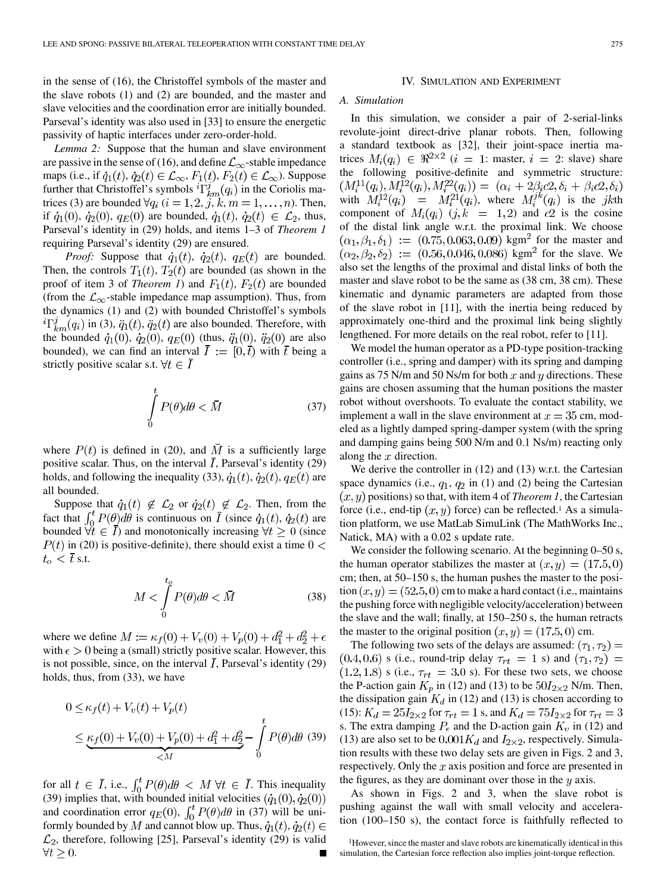in the sense of (16), the Christoffel symbols of the master and the slave robots (1) and (2) are bounded, and the master and slave velocities and the coordination error are initially bounded. Parseval's identity was also used in [33] to ensure the energetic passivity of haptic interfaces under zero-order-hold.

*Lemma 2:* Suppose that the human and slave environment are passive in the sense of (16), and define $\mathcal{L}_\infty$-stable impedance maps (i.e., if $\dot{q}_1(t), \dot{q}_2(t) \in \mathcal{L}_\infty$, $F_1(t), F_2(t) \in \mathcal{L}_\infty$). Suppose further that Christoffel's symbols ${}^i\Gamma^j_{km}(q_i)$ in the Coriolis matrices (3) are bounded $\forall q_i$ ($i = 1, 2, j, k, m = 1, \ldots, n$). Then, if $\dot{q}_1(0)$, $\dot{q}_2(0)$, $q_E(0)$ are bounded, $\dot{q}_1(t), \dot{q}_2(t) \in \mathcal{L}_2$, thus, Parseval's identity in (29) holds, and items 1–3 of *Theorem 1* requiring Parseval's identity (29) are ensured.

*Proof:* Suppose that $\dot{q}_1(t)$, $\dot{q}_2(t)$, $q_E(t)$ are bounded. Then, the controls $T_1(t), T_2(t)$ are bounded (as shown in the proof of item 3 of *Theorem 1*) and $F_1(t), F_2(t)$ are bounded (from the $\mathcal{L}_\infty$-stable impedance map assumption). Thus, from the dynamics (1) and (2) with bounded Christoffel's symbols ${}^i\Gamma^j_{km}(q_i)$ in (3), $\ddot{q}_1(t), \ddot{q}_2(t)$ are also bounded. Therefore, with the bounded $\dot{q}_1(0)$, $\dot{q}_2(0)$, $q_E(0)$ (thus, $\ddot{q}_1(0)$, $\ddot{q}_2(0)$ are also bounded), we can find an interval $\bar{I} := [0, \bar{t})$ with $\bar{t}$ being a strictly positive scalar s.t. $\forall t \in \bar{I}$

$$\int_0^t P(\theta) d\theta < \bar{M} \tag{37}$$

where $P(t)$ is defined in (20), and $\bar{M}$ is a sufficiently large positive scalar. Thus, on the interval $\bar{I}$, Parseval's identity (29) holds, and following the inequality (33), $\dot{q}_1(t), \dot{q}_2(t), q_E(t)$ are all bounded.

Suppose that $\dot{q}_1(t) \notin \mathcal{L}_2$ or $\dot{q}_2(t) \notin \mathcal{L}_2$. Then, from the fact that $\int_0^t P(\theta)d\theta$ is continuous on $\bar{I}$ (since $\dot{q}_1(t), \dot{q}_2(t)$ are bounded $\forall t \in \bar{I}$) and monotonically increasing $\forall t \geq 0$ (since $P(t)$ in (20) is positive-definite), there should exist a time $0 < t_o < \bar{t}$ s.t.

$$M < \int_0^{t_o} P(\theta) d\theta < \bar{M} \tag{38}$$

where we define $M := \kappa_f(0) + V_v(0) + V_p(0) + d_1^2 + d_2^2 + \epsilon$ with $\epsilon > 0$ being a (small) strictly positive scalar. However, this is not possible, since, on the interval $\bar{I}$, Parseval's identity (29) holds, thus, from (33), we have

$$\begin{aligned} 0 &\leq \kappa_f(t) + V_v(t) + V_p(t) \\ &\leq \underbrace{\kappa_f(0) + V_v(0) + V_p(0) + d_1^2 + d_2^2}_{<M} - \int_0^t P(\theta) d\theta \end{aligned} \tag{39}$$

for all $t \in \bar{I}$, i.e., $\int_0^t P(\theta)d\theta < M \ \forall t \in \bar{I}$. This inequality (39) implies that, with bounded initial velocities $(\dot{q}_1(0), \dot{q}_2(0))$ and coordination error $q_E(0)$, $\int_0^t P(\theta)d\theta$ in (37) will be uniformly bounded by $M$ and cannot blow up. Thus, $\dot{q}_1(t), \dot{q}_2(t) \in \mathcal{L}_2$, therefore, following [25], Parseval's identity (29) is valid $\forall t \geq 0$. ■

## IV. Simulation and Experiment

### A. Simulation

In this simulation, we consider a pair of 2-serial-links revolute-joint direct-drive planar robots. Then, following a standard textbook as [32], their joint-space inertia matrices $M_i(q_i) \in \Re^{2\times 2}$ ($i = 1$: master, $i = 2$: slave) share the following positive-definite and symmetric structure: $(M_i^{11}(q_i), M_i^{12}(q_i), M_i^{22}(q_i)) = (\alpha_i + 2\beta_i c2, \delta_i + \beta_i c2, \delta_i)$ with $M_i^{12}(q_i) = M_i^{21}(q_i)$, where $M_i^{jk}(q_i)$ is the $jk$th component of $M_i(q_i)$ ($j, k = 1, 2$) and $c2$ is the cosine of the distal link angle w.r.t. the proximal link. We choose $(\alpha_1, \beta_1, \delta_1) := (0.75, 0.063, 0.09)$ kgm$^2$ for the master and $(\alpha_2, \beta_2, \delta_2) := (0.56, 0.046, 0.086)$ kgm$^2$ for the slave. We also set the lengths of the proximal and distal links of both the master and slave robot to be the same as (38 cm, 38 cm). These kinematic and dynamic parameters are adapted from those of the slave robot in [11], with the inertia being reduced by approximately one-third and the proximal link being slightly lengthened. For more details on the real robot, refer to [11].

We model the human operator as a PD-type position-tracking controller (i.e., spring and damper) with its spring and damping gains as 75 N/m and 50 Ns/m for both $x$ and $y$ directions. These gains are chosen assuming that the human positions the master robot without overshoots. To evaluate the contact stability, we implement a wall in the slave environment at $x = 35$ cm, modeled as a lightly damped spring-damper system (with the spring and damping gains being 500 N/m and 0.1 Ns/m) reacting only along the $x$ direction.

We derive the controller in (12) and (13) w.r.t. the Cartesian space dynamics (i.e., $q_1$, $q_2$ in (1) and (2) being the Cartesian $(x, y)$ positions) so that, with item 4 of *Theorem 1*, the Cartesian force (i.e., end-tip $(x, y)$ force) can be reflected.[1] As a simulation platform, we use MatLab SimuLink (The MathWorks Inc., Natick, MA) with a 0.02 s update rate.

We consider the following scenario. At the beginning 0–50 s, the human operator stabilizes the master at $(x, y) = (17.5, 0)$ cm; then, at 50–150 s, the human pushes the master to the position $(x, y) = (52.5, 0)$ cm to make a hard contact (i.e., maintains the pushing force with negligible velocity/acceleration) between the slave and the wall; finally, at 150–250 s, the human retracts the master to the original position $(x, y) = (17.5, 0)$ cm.

The following two sets of the delays are assumed: $(\tau_1, \tau_2) = (0.4, 0.6)$ s (i.e., round-trip delay $\tau_{rt} = 1$ s) and $(\tau_1, \tau_2) = (1.2, 1.8)$ s (i.e., $\tau_{rt} = 3.0$ s). For these two sets, we choose the P-action gain $K_p$ in (12) and (13) to be $50 I_{2\times 2}$ N/m. Then, the dissipation gain $K_d$ in (12) and (13) is chosen according to (15): $K_d = 25 I_{2\times 2}$ for $\tau_{rt} = 1$ s, and $K_d = 75 I_{2\times 2}$ for $\tau_{rt} = 3$ s. The extra damping $P_\epsilon$ and the D-action gain $K_v$ in (12) and (13) are also set to be $0.001 K_d$ and $I_{2\times 2}$, respectively. Simulation results with these two delay sets are given in Figs. 2 and 3, respectively. Only the $x$ axis position and force are presented in the figures, as they are dominant over those in the $y$ axis.

As shown in Figs. 2 and 3, when the slave robot is pushing against the wall with small velocity and acceleration (100–150 s), the contact force is faithfully reflected to

[1] However, since the master and slave robots are kinematically identical in this simulation, the Cartesian force reflection also implies joint-torque reflection.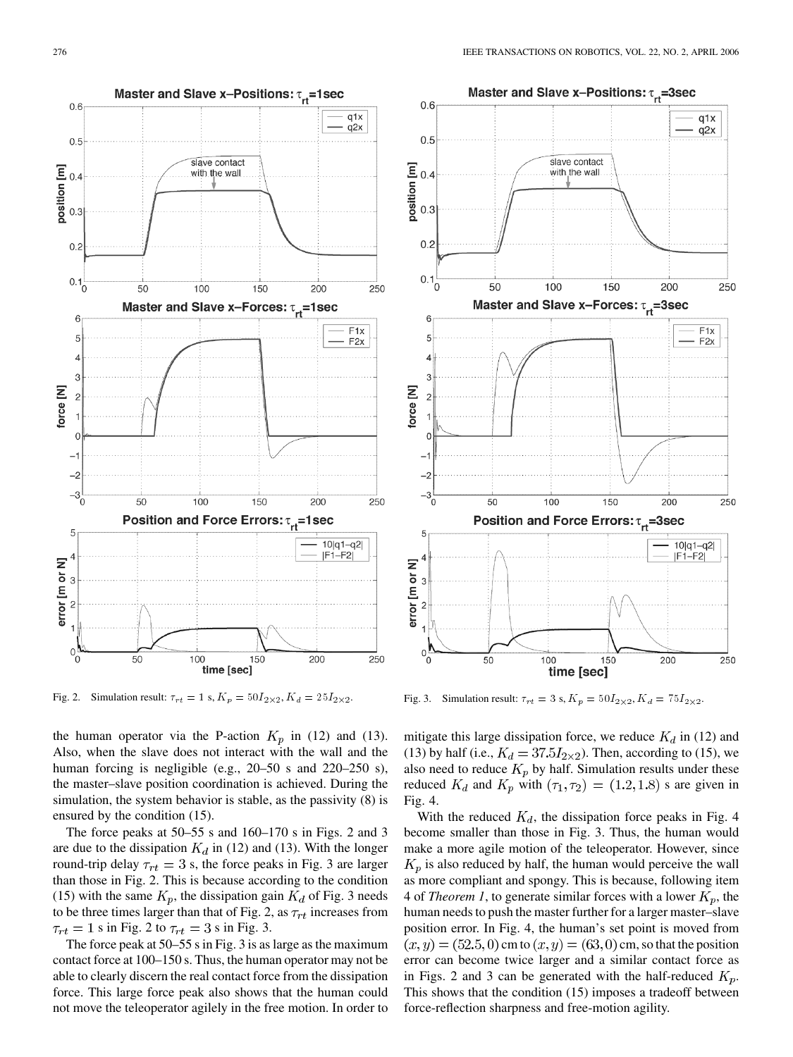Fig. 2. Simulation result: $\tau_{rt} = 1$ s, $K_p = 50I_{2\times2}, K_d = 25I_{2\times2}$.

Fig. 3. Simulation result: $\tau_{rt} = 3$ s, $K_p = 50I_{2\times2}, K_d = 75I_{2\times2}$.

the human operator via the P-action $K_p$ in (12) and (13). Also, when the slave does not interact with the wall and the human forcing is negligible (e.g., 20–50 s and 220–250 s), the master–slave position coordination is achieved. During the simulation, the system behavior is stable, as the passivity (8) is ensured by the condition (15).

The force peaks at 50–55 s and 160–170 s in Figs. 2 and 3 are due to the dissipation $K_d$ in (12) and (13). With the longer round-trip delay $\tau_{rt} = 3$ s, the force peaks in Fig. 3 are larger than those in Fig. 2. This is because according to the condition (15) with the same $K_p$, the dissipation gain $K_d$ of Fig. 3 needs to be three times larger than that of Fig. 2, as $\tau_{rt}$ increases from $\tau_{rt} = 1$ s in Fig. 2 to $\tau_{rt} = 3$ s in Fig. 3.

The force peak at 50–55 s in Fig. 3 is as large as the maximum contact force at 100–150 s. Thus, the human operator may not be able to clearly discern the real contact force from the dissipation force. This large force peak also shows that the human could not move the teleoperator agilely in the free motion. In order to mitigate this large dissipation force, we reduce $K_d$ in (12) and (13) by half (i.e., $K_d = 37.5I_{2\times2}$). Then, according to (15), we also need to reduce $K_p$ by half. Simulation results under these reduced $K_d$ and $K_p$ with $(\tau_1, \tau_2) = (1.2, 1.8)$ s are given in Fig. 4.

With the reduced $K_d$, the dissipation force peaks in Fig. 4 become smaller than those in Fig. 3. Thus, the human would make a more agile motion of the teleoperator. However, since $K_p$ is also reduced by half, the human would perceive the wall as more compliant and spongy. This is because, following item 4 of *Theorem 1*, to generate similar forces with a lower $K_p$, the human needs to push the master further for a larger master–slave position error. In Fig. 4, the human's set point is moved from $(x, y) = (52.5, 0)$ cm to $(x, y) = (63, 0)$ cm, so that the position error can become twice larger and a similar contact force as in Figs. 2 and 3 can be generated with the half-reduced $K_p$. This shows that the condition (15) imposes a tradeoff between force-reflection sharpness and free-motion agility.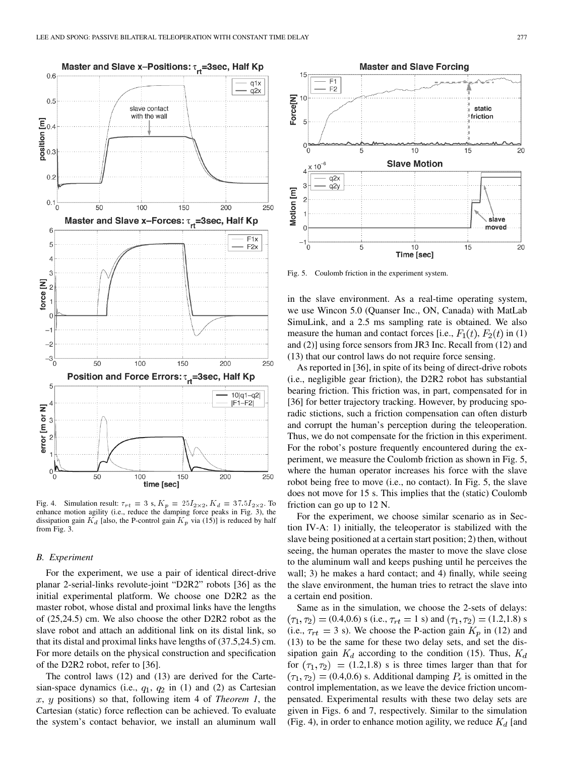Fig. 4. Simulation result: $\tau_{rt} = 3$ s, $K_p = 25I_{2\times 2}$, $K_d = 37.5I_{2\times 2}$. To enhance motion agility (i.e., reduce the damping force peaks in Fig. 3), the dissipation gain $K_d$ [also, the P-control gain $K_p$ via (15)] is reduced by half from Fig. 3.

### B. Experiment

For the experiment, we use a pair of identical direct-drive planar 2-serial-links revolute-joint "D2R2" robots [36] as the initial experimental platform. We choose one D2R2 as the master robot, whose distal and proximal links have the lengths of (25,24.5) cm. We also choose the other D2R2 robot as the slave robot and attach an additional link on its distal link, so that its distal and proximal links have lengths of (37.5,24.5) cm. For more details on the physical construction and specification of the D2R2 robot, refer to [36].

The control laws (12) and (13) are derived for the Cartesian-space dynamics (i.e., $q_1$, $q_2$ in (1) and (2) as Cartesian $x$, $y$ positions) so that, following item 4 of *Theorem 1*, the Cartesian (static) force reflection can be achieved. To evaluate the system's contact behavior, we install an aluminum wall in the slave environment. As a real-time operating system, we use Wincon 5.0 (Quanser Inc., ON, Canada) with MatLab SimuLink, and a 2.5 ms sampling rate is obtained. We also measure the human and contact forces [i.e., $F_1(t)$, $F_2(t)$ in (1) and (2)] using force sensors from JR3 Inc. Recall from (12) and (13) that our control laws do not require force sensing.

Fig. 5. Coulomb friction in the experiment system.

As reported in [36], in spite of its being of direct-drive robots (i.e., negligible gear friction), the D2R2 robot has substantial bearing friction. This friction was, in part, compensated for in [36] for better trajectory tracking. However, by producing sporadic stictions, such a friction compensation can often disturb and corrupt the human's perception during the teleoperation. Thus, we do not compensate for the friction in this experiment. For the robot's posture frequently encountered during the experiment, we measure the Coulomb friction as shown in Fig. 5, where the human operator increases his force with the slave robot being free to move (i.e., no contact). In Fig. 5, the slave does not move for 15 s. This implies that the (static) Coulomb friction can go up to 12 N.

For the experiment, we choose similar scenario as in Section IV-A: 1) initially, the teleoperator is stabilized with the slave being positioned at a certain start position; 2) then, without seeing, the human operates the master to move the slave close to the aluminum wall and keeps pushing until he perceives the wall; 3) he makes a hard contact; and 4) finally, while seeing the slave environment, the human tries to retract the slave into a certain end position.

Same as in the simulation, we choose the 2-sets of delays: $(\tau_1, \tau_2) = (0.4, 0.6)$ s (i.e., $\tau_{rt} = 1$ s) and $(\tau_1, \tau_2) = (1.2, 1.8)$ s (i.e., $\tau_{rt} = 3$ s). We choose the P-action gain $K_p$ in (12) and (13) to be the same for these two delay sets, and set the dissipation gain $K_d$ according to the condition (15). Thus, $K_d$ for $(\tau_1, \tau_2) = (1.2, 1.8)$ s is three times larger than that for $(\tau_1, \tau_2) = (0.4, 0.6)$ s. Additional damping $P_\epsilon$ is omitted in the control implementation, as we leave the device friction uncompensated. Experimental results with these two delay sets are given in Figs. 6 and 7, respectively. Similar to the simulation (Fig. 4), in order to enhance motion agility, we reduce $K_d$ [and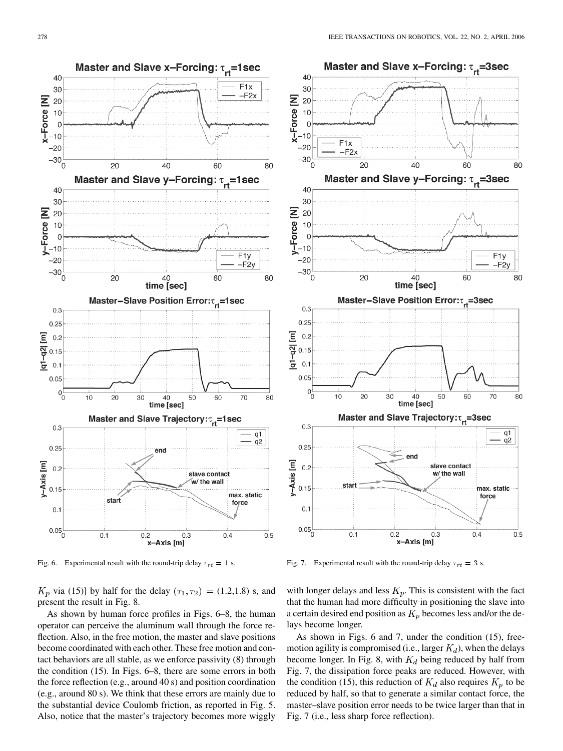Fig. 6. Experimental result with the round-trip delay $\tau_{rt} = 1$ s.

Fig. 7. Experimental result with the round-trip delay $\tau_{rt} = 3$ s.

$K_p$ via (15)] by half for the delay $(\tau_1, \tau_2) = (1.2, 1.8)$ s, and present the result in Fig. 8.

As shown by human force profiles in Figs. 6–8, the human operator can perceive the aluminum wall through the force reflection. Also, in the free motion, the master and slave positions become coordinated with each other. These free motion and contact behaviors are all stable, as we enforce passivity (8) through the condition (15). In Figs. 6–8, there are some errors in both the force reflection (e.g., around 40 s) and position coordination (e.g., around 80 s). We think that these errors are mainly due to the substantial device Coulomb friction, as reported in Fig. 5. Also, notice that the master's trajectory becomes more wiggly with longer delays and less $K_p$. This is consistent with the fact that the human had more difficulty in positioning the slave into a certain desired end position as $K_p$ becomes less and/or the delays become longer.

As shown in Figs. 6 and 7, under the condition (15), free-motion agility is compromised (i.e., larger $K_d$), when the delays become longer. In Fig. 8, with $K_d$ being reduced by half from Fig. 7, the dissipation force peaks are reduced. However, with the condition (15), this reduction of $K_d$ also requires $K_p$ to be reduced by half, so that to generate a similar contact force, the master–slave position error needs to be twice larger than that in Fig. 7 (i.e., less sharp force reflection).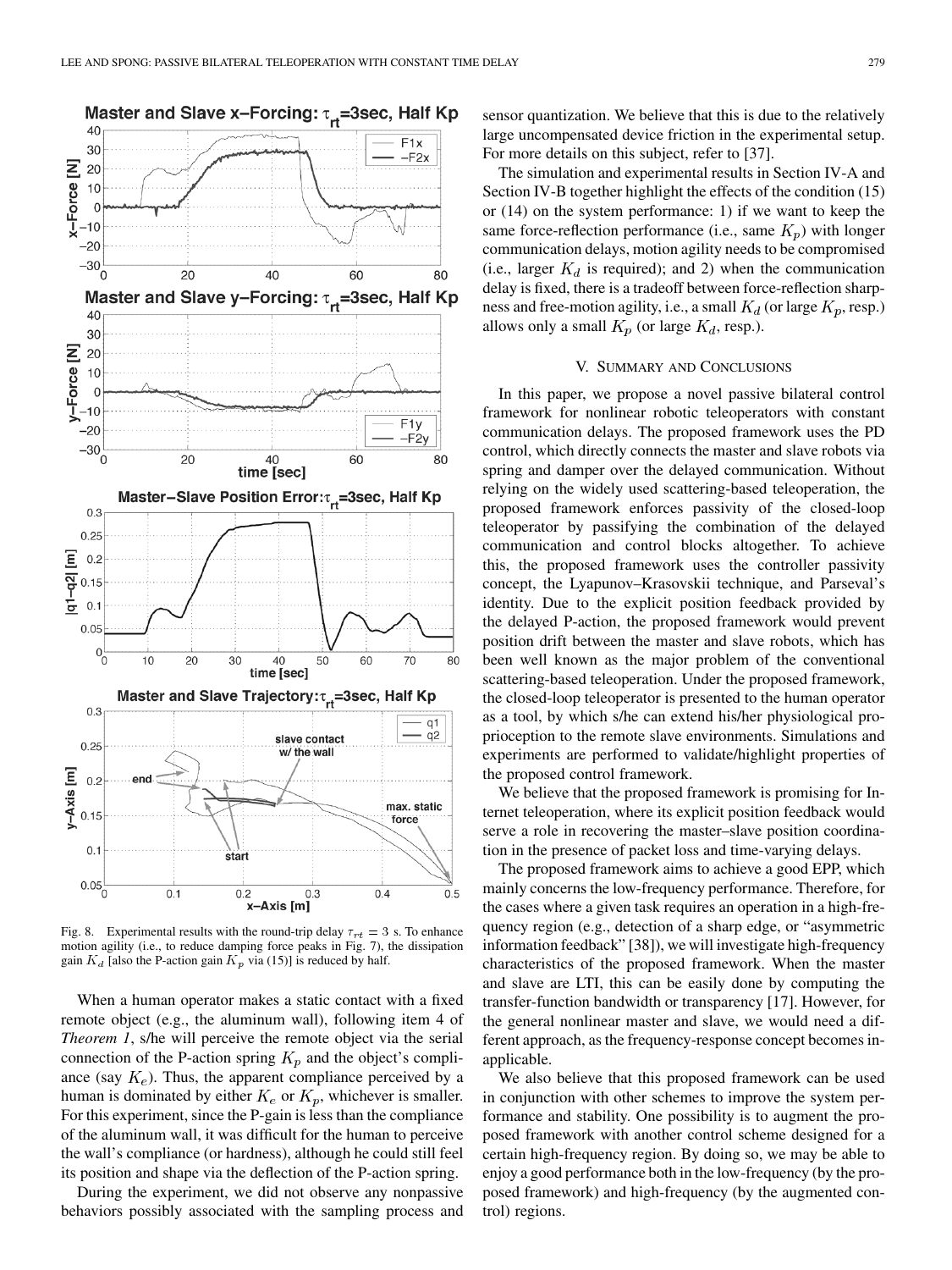Fig. 8. Experimental results with the round-trip delay $\tau_{rt} = 3$ s. To enhance motion agility (i.e., to reduce damping force peaks in Fig. 7), the dissipation gain $K_d$ [also the P-action gain $K_p$ via (15)] is reduced by half.

When a human operator makes a static contact with a fixed remote object (e.g., the aluminum wall), following item 4 of *Theorem 1*, s/he will perceive the remote object via the serial connection of the P-action spring $K_p$ and the object's compliance (say $K_e$). Thus, the apparent compliance perceived by a human is dominated by either $K_e$ or $K_p$, whichever is smaller. For this experiment, since the P-gain is less than the compliance of the aluminum wall, it was difficult for the human to perceive the wall's compliance (or hardness), although he could still feel its position and shape via the deflection of the P-action spring.

During the experiment, we did not observe any nonpassive behaviors possibly associated with the sampling process and sensor quantization. We believe that this is due to the relatively large uncompensated device friction in the experimental setup. For more details on this subject, refer to [37].

The simulation and experimental results in Section IV-A and Section IV-B together highlight the effects of the condition (15) or (14) on the system performance: 1) if we want to keep the same force-reflection performance (i.e., same $K_p$) with longer communication delays, motion agility needs to be compromised (i.e., larger $K_d$ is required); and 2) when the communication delay is fixed, there is a tradeoff between force-reflection sharpness and free-motion agility, i.e., a small $K_d$ (or large $K_p$, resp.) allows only a small $K_p$ (or large $K_d$, resp.).

## V. Summary and Conclusions

In this paper, we propose a novel passive bilateral control framework for nonlinear robotic teleoperators with constant communication delays. The proposed framework uses the PD control, which directly connects the master and slave robots via spring and damper over the delayed communication. Without relying on the widely used scattering-based teleoperation, the proposed framework enforces passivity of the closed-loop teleoperator by passifying the combination of the delayed communication and control blocks altogether. To achieve this, the proposed framework uses the controller passivity concept, the Lyapunov–Krasovskii technique, and Parseval's identity. Due to the explicit position feedback provided by the delayed P-action, the proposed framework would prevent position drift between the master and slave robots, which has been well known as the major problem of the conventional scattering-based teleoperation. Under the proposed framework, the closed-loop teleoperator is presented to the human operator as a tool, by which s/he can extend his/her physiological proprioception to the remote slave environments. Simulations and experiments are performed to validate/highlight properties of the proposed control framework.

We believe that the proposed framework is promising for Internet teleoperation, where its explicit position feedback would serve a role in recovering the master–slave position coordination in the presence of packet loss and time-varying delays.

The proposed framework aims to achieve a good EPP, which mainly concerns the low-frequency performance. Therefore, for the cases where a given task requires an operation in a high-frequency region (e.g., detection of a sharp edge, or "asymmetric information feedback" [38]), we will investigate high-frequency characteristics of the proposed framework. When the master and slave are LTI, this can be easily done by computing the transfer-function bandwidth or transparency [17]. However, for the general nonlinear master and slave, we would need a different approach, as the frequency-response concept becomes inapplicable.

We also believe that this proposed framework can be used in conjunction with other schemes to improve the system performance and stability. One possibility is to augment the proposed framework with another control scheme designed for a certain high-frequency region. By doing so, we may be able to enjoy a good performance both in the low-frequency (by the proposed framework) and high-frequency (by the augmented control) regions.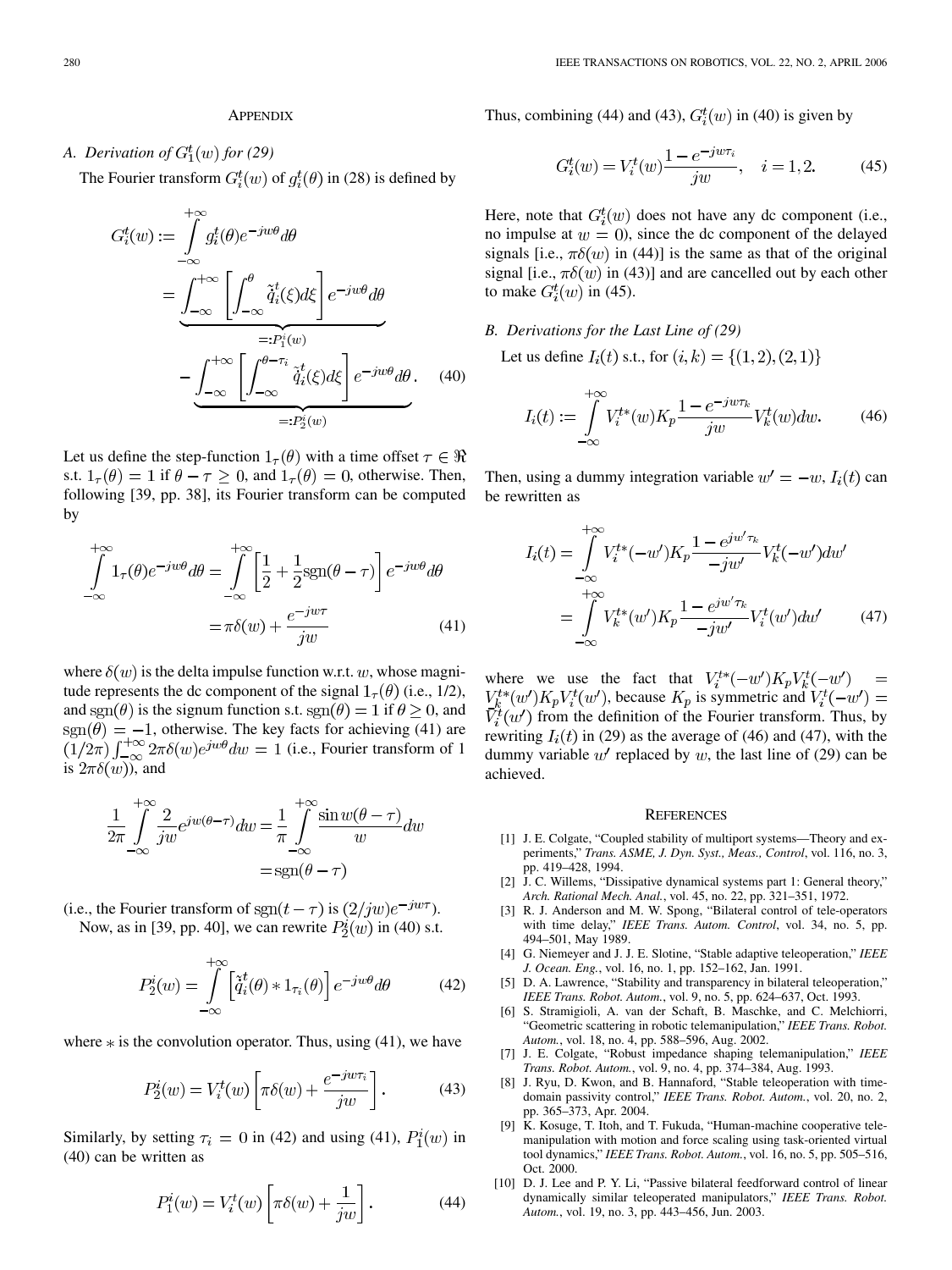## APPENDIX

### A. Derivation of $G_1^t(w)$ for (29)

The Fourier transform $G_i^t(w)$ of $g_i^t(\theta)$ in (28) is defined by

$$G_i^t(w) := \int_{-\infty}^{+\infty} g_i^t(\theta) e^{-jw\theta} d\theta = \underbrace{\int_{-\infty}^{+\infty} \left[ \int_{-\infty}^{\theta} \tilde{q}_i^t(\xi) d\xi \right] e^{-jw\theta} d\theta}_{=:P_1^i(w)} - \underbrace{\int_{-\infty}^{+\infty} \left[ \int_{-\infty}^{\theta-\tau_i} \tilde{q}_i^t(\xi) d\xi \right] e^{-jw\theta} d\theta}_{=:P_2^i(w)}. \quad (40)$$

Let us define the step-function $1_\tau(\theta)$ with a time offset $\tau \in \Re$ s.t. $1_\tau(\theta) = 1$ if $\theta - \tau \geq 0$, and $1_\tau(\theta) = 0$, otherwise. Then, following [39, pp. 38], its Fourier transform can be computed by

$$\int_{-\infty}^{+\infty} 1_\tau(\theta) e^{-jw\theta} d\theta = \int_{-\infty}^{+\infty} \left[ \frac{1}{2} + \frac{1}{2}\text{sgn}(\theta - \tau) \right] e^{-jw\theta} d\theta = \pi\delta(w) + \frac{e^{-jw\tau}}{jw} \quad (41)$$

where $\delta(w)$ is the delta impulse function w.r.t. $w$, whose magnitude represents the dc component of the signal $1_\tau(\theta)$ (i.e., 1/2), and $\text{sgn}(\theta)$ is the signum function s.t. $\text{sgn}(\theta) = 1$ if $\theta \geq 0$, and $\text{sgn}(\theta) = -1$, otherwise. The key facts for achieving (41) are $(1/2\pi)\int_{-\infty}^{+\infty} 2\pi\delta(w) e^{jw\theta} dw = 1$ (i.e., Fourier transform of 1 is $2\pi\delta(w)$), and

$$\frac{1}{2\pi} \int_{-\infty}^{+\infty} \frac{2}{jw} e^{jw(\theta-\tau)} dw = \frac{1}{\pi} \int_{-\infty}^{+\infty} \frac{\sin w(\theta - \tau)}{w} dw = \text{sgn}(\theta - \tau)$$

(i.e., the Fourier transform of $\text{sgn}(t - \tau)$ is $(2/jw)e^{-jw\tau}$).

Now, as in [39, pp. 40], we can rewrite $P_2^i(w)$ in (40) s.t.

$$P_2^i(w) = \int_{-\infty}^{+\infty} \left[ \tilde{q}_i^t(\theta) * 1_{\tau_i}(\theta) \right] e^{-jw\theta} d\theta \quad (42)$$

where $*$ is the convolution operator. Thus, using (41), we have

$$P_2^i(w) = V_i^t(w) \left[ \pi\delta(w) + \frac{e^{-jw\tau_i}}{jw} \right]. \quad (43)$$

Similarly, by setting $\tau_i = 0$ in (42) and using (41), $P_1^i(w)$ in (40) can be written as

$$P_1^i(w) = V_i^t(w) \left[ \pi\delta(w) + \frac{1}{jw} \right]. \quad (44)$$

Thus, combining (44) and (43), $G_i^t(w)$ in (40) is given by

$$G_i^t(w) = V_i^t(w) \frac{1 - e^{-jw\tau_i}}{jw}, \quad i = 1, 2. \quad (45)$$

Here, note that $G_i^t(w)$ does not have any dc component (i.e., no impulse at $w = 0$), since the dc component of the delayed signals [i.e., $\pi\delta(w)$ in (44)] is the same as that of the original signal [i.e., $\pi\delta(w)$ in (43)] and are cancelled out by each other to make $G_i^t(w)$ in (45).

### B. Derivations for the Last Line of (29)

Let us define $I_i(t)$ s.t., for $(i, k) = \{(1, 2), (2, 1)\}$

$$I_i(t) := \int_{-\infty}^{+\infty} V_i^{t*}(w) K_p \frac{1 - e^{-jw\tau_k}}{jw} V_k^t(w) dw. \quad (46)$$

Then, using a dummy integration variable $w' = -w$, $I_i(t)$ can be rewritten as

$$I_i(t) = \int_{-\infty}^{+\infty} V_i^{t*}(-w') K_p \frac{1 - e^{jw'\tau_k}}{-jw'} V_k^t(-w') dw' = \int_{-\infty}^{+\infty} V_k^{t*}(w') K_p \frac{1 - e^{jw'\tau_k}}{-jw'} V_i^t(w') dw' \quad (47)$$

where we use the fact that $V_i^{t*}(-w') K_p V_k^t(-w') = V_k^{t*}(w') K_p V_i^t(w')$, because $K_p$ is symmetric and $V_i^t(-w') = \bar{V}_i^t(w')$ from the definition of the Fourier transform. Thus, by rewriting $I_i(t)$ in (29) as the average of (46) and (47), with the dummy variable $w'$ replaced by $w$, the last line of (29) can be achieved.

## REFERENCES

[1] J. E. Colgate, "Coupled stability of multiport systems—Theory and experiments," *Trans. ASME, J. Dyn. Syst., Meas., Control*, vol. 116, no. 3, pp. 419–428, 1994.

[2] J. C. Willems, "Dissipative dynamical systems part 1: General theory," *Arch. Rational Mech. Anal.*, vol. 45, no. 22, pp. 321–351, 1972.

[3] R. J. Anderson and M. W. Spong, "Bilateral control of tele-operators with time delay," *IEEE Trans. Autom. Control*, vol. 34, no. 5, pp. 494–501, May 1989.

[4] G. Niemeyer and J. J. E. Slotine, "Stable adaptive teleoperation," *IEEE J. Ocean. Eng.*, vol. 16, no. 1, pp. 152–162, Jan. 1991.

[5] D. A. Lawrence, "Stability and transparency in bilateral teleoperation," *IEEE Trans. Robot. Autom.*, vol. 9, no. 5, pp. 624–637, Oct. 1993.

[6] S. Stramigioli, A. van der Schaft, B. Maschke, and C. Melchiorri, "Geometric scattering in robotic telemanipulation," *IEEE Trans. Robot. Autom.*, vol. 18, no. 4, pp. 588–596, Aug. 2002.

[7] J. E. Colgate, "Robust impedance shaping telemanipulation," *IEEE Trans. Robot. Autom.*, vol. 9, no. 4, pp. 374–384, Aug. 1993.

[8] J. Ryu, D. Kwon, and B. Hannaford, "Stable teleoperation with time-domain passivity control," *IEEE Trans. Robot. Autom.*, vol. 20, no. 2, pp. 365–373, Apr. 2004.

[9] K. Kosuge, T. Itoh, and T. Fukuda, "Human-machine cooperative telemanipulation with motion and force scaling using task-oriented virtual tool dynamics," *IEEE Trans. Robot. Autom.*, vol. 16, no. 5, pp. 505–516, Oct. 2000.

[10] D. J. Lee and P. Y. Li, "Passive bilateral feedforward control of linear dynamically similar teleoperated manipulators," *IEEE Trans. Robot. Autom.*, vol. 19, no. 3, pp. 443–456, Jun. 2003.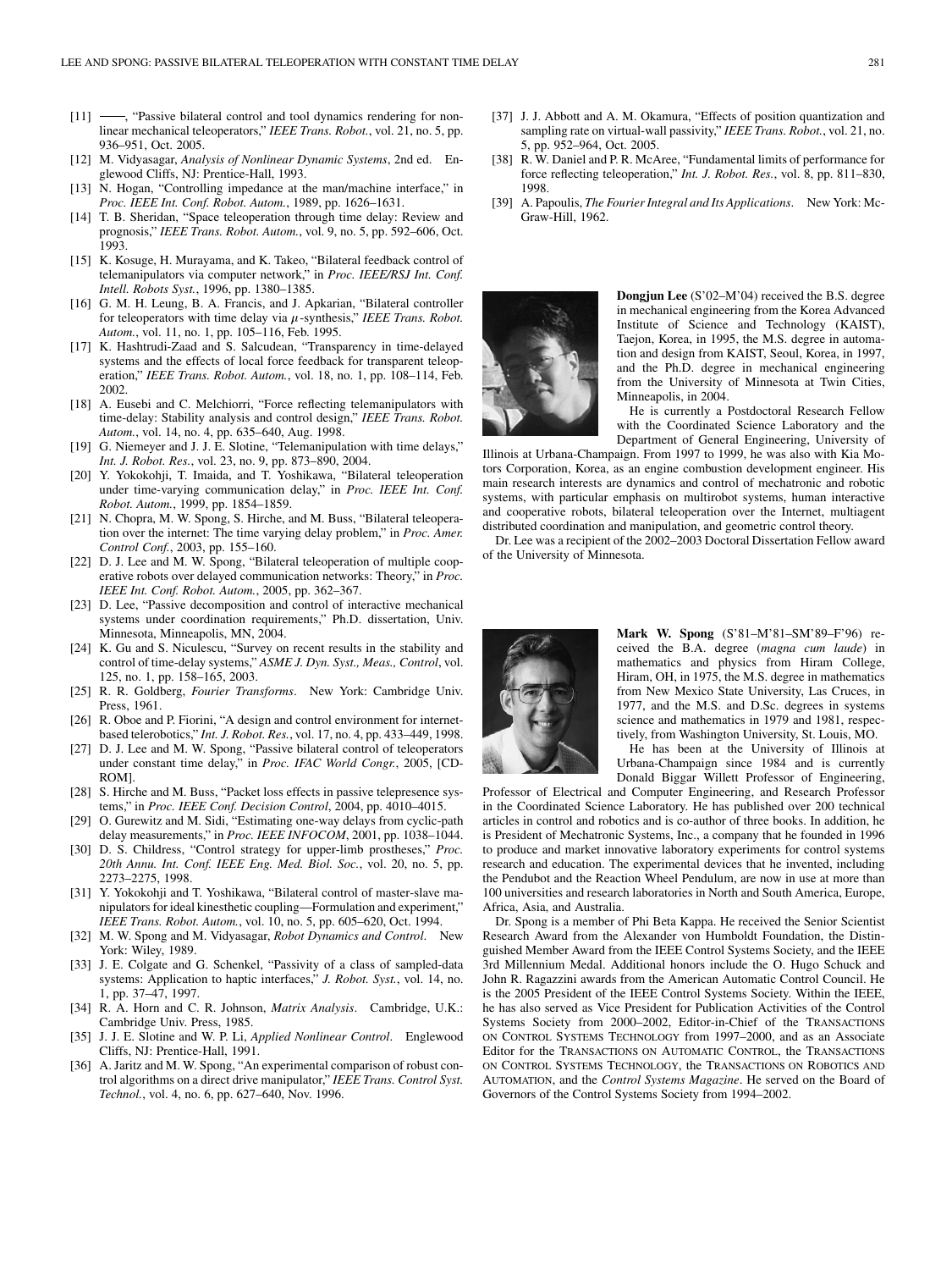[11] ——, "Passive bilateral control and tool dynamics rendering for nonlinear mechanical teleoperators," *IEEE Trans. Robot.*, vol. 21, no. 5, pp. 936–951, Oct. 2005.

[12] M. Vidyasagar, *Analysis of Nonlinear Dynamic Systems*, 2nd ed. Englewood Cliffs, NJ: Prentice-Hall, 1993.

[13] N. Hogan, "Controlling impedance at the man/machine interface," in *Proc. IEEE Int. Conf. Robot. Autom.*, 1989, pp. 1626–1631.

[14] T. B. Sheridan, "Space teleoperation through time delay: Review and prognosis," *IEEE Trans. Robot. Autom.*, vol. 9, no. 5, pp. 592–606, Oct. 1993.

[15] K. Kosuge, H. Murayama, and K. Takeo, "Bilateral feedback control of telemanipulators via computer network," in *Proc. IEEE/RSJ Int. Conf. Intell. Robots Syst.*, 1996, pp. 1380–1385.

[16] G. M. H. Leung, B. A. Francis, and J. Apkarian, "Bilateral controller for teleoperators with time delay via $\mu$-synthesis," *IEEE Trans. Robot. Autom.*, vol. 11, no. 1, pp. 105–116, Feb. 1995.

[17] K. Hashtrudi-Zaad and S. Salcudean, "Transparency in time-delayed systems and the effects of local force feedback for transparent teleoperation," *IEEE Trans. Robot. Autom.*, vol. 18, no. 1, pp. 108–114, Feb. 2002.

[18] A. Eusebi and C. Melchiorri, "Force reflecting telemanipulators with time-delay: Stability analysis and control design," *IEEE Trans. Robot. Autom.*, vol. 14, no. 4, pp. 635–640, Aug. 1998.

[19] G. Niemeyer and J. J. E. Slotine, "Telemanipulation with time delays," *Int. J. Robot. Res.*, vol. 23, no. 9, pp. 873–890, 2004.

[20] Y. Yokokohji, T. Imaida, and T. Yoshikawa, "Bilateral teleoperation under time-varying communication delay," in *Proc. IEEE Int. Conf. Robot. Autom.*, 1999, pp. 1854–1859.

[21] N. Chopra, M. W. Spong, S. Hirche, and M. Buss, "Bilateral teleoperation over the internet: The time varying delay problem," in *Proc. Amer. Control Conf.*, 2003, pp. 155–160.

[22] D. J. Lee and M. W. Spong, "Bilateral teleoperation of multiple cooperative robots over delayed communication networks: Theory," in *Proc. IEEE Int. Conf. Robot. Autom.*, 2005, pp. 362–367.

[23] D. Lee, "Passive decomposition and control of interactive mechanical systems under coordination requirements," Ph.D. dissertation, Univ. Minnesota, Minneapolis, MN, 2004.

[24] K. Gu and S. Niculescu, "Survey on recent results in the stability and control of time-delay systems," *ASME J. Dyn. Syst., Meas., Control*, vol. 125, no. 1, pp. 158–165, 2003.

[25] R. R. Goldberg, *Fourier Transforms*. New York: Cambridge Univ. Press, 1961.

[26] R. Oboe and P. Fiorini, "A design and control environment for internet-based telerobotics," *Int. J. Robot. Res.*, vol. 17, no. 4, pp. 433–449, 1998.

[27] D. J. Lee and M. W. Spong, "Passive bilateral control of teleoperators under constant time delay," in *Proc. IFAC World Congr.*, 2005, [CD-ROM].

[28] S. Hirche and M. Buss, "Packet loss effects in passive telepresence systems," in *Proc. IEEE Conf. Decision Control*, 2004, pp. 4010–4015.

[29] O. Gurewitz and M. Sidi, "Estimating one-way delays from cyclic-path delay measurements," in *Proc. IEEE INFOCOM*, 2001, pp. 1038–1044.

[30] D. S. Childress, "Control strategy for upper-limb prostheses," *Proc. 20th Annu. Int. Conf. IEEE Eng. Med. Biol. Soc.*, vol. 20, no. 5, pp. 2273–2275, 1998.

[31] Y. Yokokohji and T. Yoshikawa, "Bilateral control of master-slave manipulators for ideal kinesthetic coupling—Formulation and experiment," *IEEE Trans. Robot. Autom.*, vol. 10, no. 5, pp. 605–620, Oct. 1994.

[32] M. W. Spong and M. Vidyasagar, *Robot Dynamics and Control*. New York: Wiley, 1989.

[33] J. E. Colgate and G. Schenkel, "Passivity of a class of sampled-data systems: Application to haptic interfaces," *J. Robot. Syst.*, vol. 14, no. 1, pp. 37–47, 1997.

[34] R. A. Horn and C. R. Johnson, *Matrix Analysis*. Cambridge, U.K.: Cambridge Univ. Press, 1985.

[35] J. J. E. Slotine and W. P. Li, *Applied Nonlinear Control*. Englewood Cliffs, NJ: Prentice-Hall, 1991.

[36] A. Jaritz and M. W. Spong, "An experimental comparison of robust control algorithms on a direct drive manipulator," *IEEE Trans. Control Syst. Technol.*, vol. 4, no. 6, pp. 627–640, Nov. 1996.

[37] J. J. Abbott and A. M. Okamura, "Effects of position quantization and sampling rate on virtual-wall passivity," *IEEE Trans. Robot.*, vol. 21, no. 5, pp. 952–964, Oct. 2005.

[38] R. W. Daniel and P. R. McAree, "Fundamental limits of performance for force reflecting teleoperation," *Int. J. Robot. Res.*, vol. 8, pp. 811–830, 1998.

[39] A. Papoulis, *The Fourier Integral and Its Applications*. New York: McGraw-Hill, 1962.

**Dongjun Lee** (S'02–M'04) received the B.S. degree in mechanical engineering from the Korea Advanced Institute of Science and Technology (KAIST), Taejon, Korea, in 1995, the M.S. degree in automation and design from KAIST, Seoul, Korea, in 1997, and the Ph.D. degree in mechanical engineering from the University of Minnesota at Twin Cities, Minneapolis, in 2004.

He is currently a Postdoctoral Research Fellow with the Coordinated Science Laboratory and the Department of General Engineering, University of Illinois at Urbana-Champaign. From 1997 to 1999, he was also with Kia Motors Corporation, Korea, as an engine combustion development engineer. His main research interests are dynamics and control of mechatronic and robotic systems, with particular emphasis on multirobot systems, human interactive and cooperative robots, bilateral teleoperation over the Internet, multiagent distributed coordination and manipulation, and geometric control theory.

Dr. Lee was a recipient of the 2002–2003 Doctoral Dissertation Fellow award of the University of Minnesota.

**Mark W. Spong** (S'81–M'81–SM'89–F'96) received the B.A. degree (*magna cum laude*) in mathematics and physics from Hiram College, Hiram, OH, in 1975, the M.S. degree in mathematics from New Mexico State University, Las Cruces, in 1977, and the M.S. and D.Sc. degrees in systems science and mathematics in 1979 and 1981, respectively, from Washington University, St. Louis, MO.

He has been at the University of Illinois at Urbana-Champaign since 1984 and is currently Donald Biggar Willett Professor of Engineering, Professor of Electrical and Computer Engineering, and Research Professor in the Coordinated Science Laboratory. He has published over 200 technical articles in control and robotics and is co-author of three books. In addition, he is President of Mechatronic Systems, Inc., a company that he founded in 1996 to produce and market innovative laboratory experiments for control systems research and education. The experimental devices that he invented, including the Pendubot and the Reaction Wheel Pendulum, are now in use at more than 100 universities and research laboratories in North and South America, Europe, Africa, Asia, and Australia.

Dr. Spong is a member of Phi Beta Kappa. He received the Senior Scientist Research Award from the Alexander von Humboldt Foundation, the Distinguished Member Award from the IEEE Control Systems Society, and the IEEE 3rd Millennium Medal. Additional honors include the O. Hugo Schuck and John R. Ragazzini awards from the American Automatic Control Council. He is the 2005 President of the IEEE Control Systems Society. Within the IEEE, he has also served as Vice President for Publication Activities of the Control Systems Society from 2000–2002, Editor-in-Chief of the TRANSACTIONS ON CONTROL SYSTEMS TECHNOLOGY from 1997–2000, and as an Associate Editor for the TRANSACTIONS ON AUTOMATIC CONTROL, the TRANSACTIONS ON CONTROL SYSTEMS TECHNOLOGY, the TRANSACTIONS ON ROBOTICS AND AUTOMATION, and the *Control Systems Magazine*. He served on the Board of Governors of the Control Systems Society from 1994–2002.